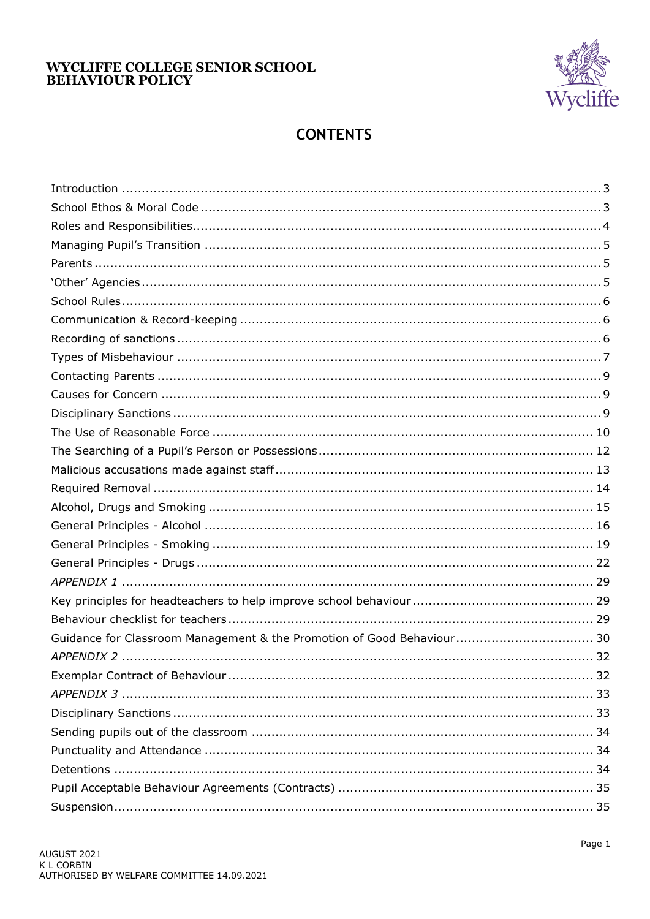# WYCLIFFE COLLEGE SENIOR SCHOOL
# BEHAVIOUR POLICY

## CONTENTS

Introduction ........................................................ 3
School Ethos & Moral Code ........................................................ 3
Roles and Responsibilities ........................................................ 4
Managing Pupil's Transition ........................................................ 5
Parents ........................................................ 5
'Other' Agencies ........................................................ 5
School Rules ........................................................ 6
Communication & Record-keeping ........................................................ 6
Recording of sanctions ........................................................ 6
Types of Misbehaviour ........................................................ 7
Contacting Parents ........................................................ 9
Causes for Concern ........................................................ 9
Disciplinary Sanctions ........................................................ 9
The Use of Reasonable Force ........................................................ 10
The Searching of a Pupil's Person or Possessions ........................................................ 12
Malicious accusations made against staff ........................................................ 13
Required Removal ........................................................ 14
Alcohol, Drugs and Smoking ........................................................ 15
General Principles - Alcohol ........................................................ 16
General Principles - Smoking ........................................................ 19
General Principles - Drugs ........................................................ 22
*APPENDIX 1* ........................................................ 29
Key principles for headteachers to help improve school behaviour ........................................................ 29
Behaviour checklist for teachers ........................................................ 29
Guidance for Classroom Management & the Promotion of Good Behaviour ........................................................ 30
*APPENDIX 2* ........................................................ 32
Exemplar Contract of Behaviour ........................................................ 32
*APPENDIX 3* ........................................................ 33
Disciplinary Sanctions ........................................................ 33
Sending pupils out of the classroom ........................................................ 34
Punctuality and Attendance ........................................................ 34
Detentions ........................................................ 34
Pupil Acceptable Behaviour Agreements (Contracts) ........................................................ 35
Suspension ........................................................ 35

AUGUST 2021
K L CORBIN
AUTHORISED BY WELFARE COMMITTEE 14.09.2021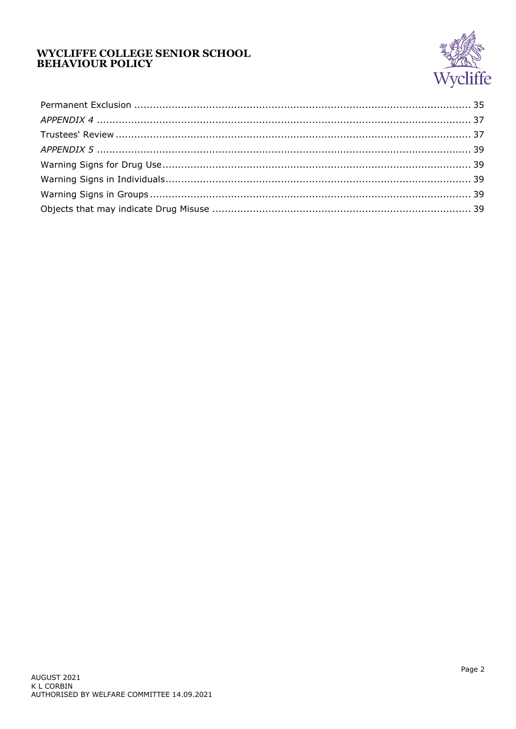Permanent Exclusion ........................................................................................................ 35

*APPENDIX 4* ..................................................................................................................... 37

Trustees' Review ................................................................................................................ 37

*APPENDIX 5* ..................................................................................................................... 39

Warning Signs for Drug Use ................................................................................................ 39

Warning Signs in Individuals ................................................................................................ 39

Warning Signs in Groups ..................................................................................................... 39

Objects that may indicate Drug Misuse ................................................................................ 39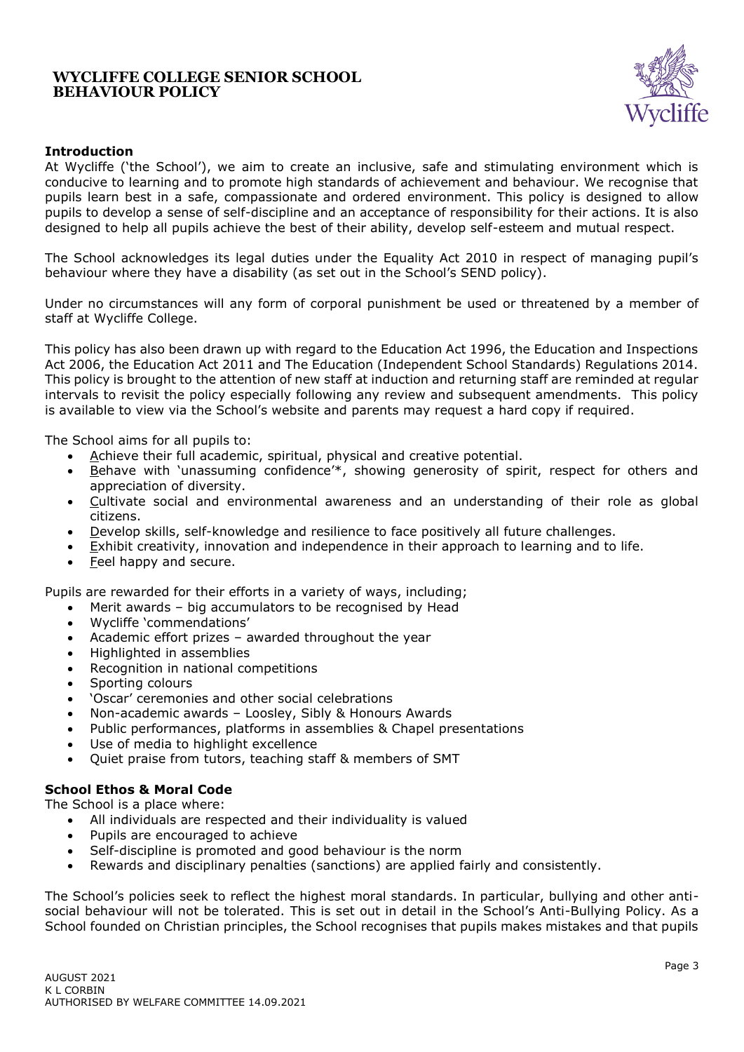# WYCLIFFE COLLEGE SENIOR SCHOOL BEHAVIOUR POLICY

**Introduction**

At Wycliffe ('the School'), we aim to create an inclusive, safe and stimulating environment which is conducive to learning and to promote high standards of achievement and behaviour. We recognise that pupils learn best in a safe, compassionate and ordered environment. This policy is designed to allow pupils to develop a sense of self-discipline and an acceptance of responsibility for their actions. It is also designed to help all pupils achieve the best of their ability, develop self-esteem and mutual respect.

The School acknowledges its legal duties under the Equality Act 2010 in respect of managing pupil's behaviour where they have a disability (as set out in the School's SEND policy).

Under no circumstances will any form of corporal punishment be used or threatened by a member of staff at Wycliffe College.

This policy has also been drawn up with regard to the Education Act 1996, the Education and Inspections Act 2006, the Education Act 2011 and The Education (Independent School Standards) Regulations 2014. This policy is brought to the attention of new staff at induction and returning staff are reminded at regular intervals to revisit the policy especially following any review and subsequent amendments. This policy is available to view via the School's website and parents may request a hard copy if required.

The School aims for all pupils to:

- <u>A</u>chieve their full academic, spiritual, physical and creative potential.
- <u>B</u>ehave with 'unassuming confidence'*, showing generosity of spirit, respect for others and appreciation of diversity.
- <u>C</u>ultivate social and environmental awareness and an understanding of their role as global citizens.
- <u>D</u>evelop skills, self-knowledge and resilience to face positively all future challenges.
- <u>E</u>xhibit creativity, innovation and independence in their approach to learning and to life.
- <u>F</u>eel happy and secure.

Pupils are rewarded for their efforts in a variety of ways, including;

- Merit awards – big accumulators to be recognised by Head
- Wycliffe 'commendations'
- Academic effort prizes – awarded throughout the year
- Highlighted in assemblies
- Recognition in national competitions
- Sporting colours
- 'Oscar' ceremonies and other social celebrations
- Non-academic awards – Loosley, Sibly & Honours Awards
- Public performances, platforms in assemblies & Chapel presentations
- Use of media to highlight excellence
- Quiet praise from tutors, teaching staff & members of SMT

**School Ethos & Moral Code**

The School is a place where:

- All individuals are respected and their individuality is valued
- Pupils are encouraged to achieve
- Self-discipline is promoted and good behaviour is the norm
- Rewards and disciplinary penalties (sanctions) are applied fairly and consistently.

The School's policies seek to reflect the highest moral standards. In particular, bullying and other anti-social behaviour will not be tolerated. This is set out in detail in the School's Anti-Bullying Policy. As a School founded on Christian principles, the School recognises that pupils makes mistakes and that pupils

AUGUST 2021
K L CORBIN
AUTHORISED BY WELFARE COMMITTEE 14.09.2021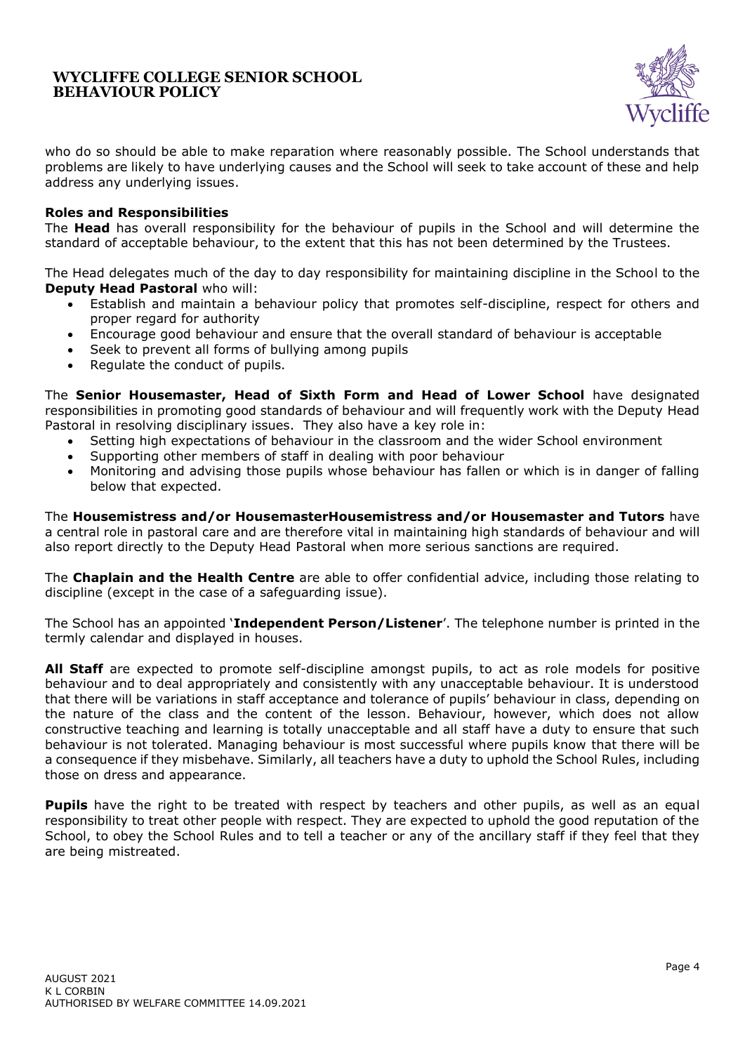who do so should be able to make reparation where reasonably possible. The School understands that problems are likely to have underlying causes and the School will seek to take account of these and help address any underlying issues.

**Roles and Responsibilities**

The **Head** has overall responsibility for the behaviour of pupils in the School and will determine the standard of acceptable behaviour, to the extent that this has not been determined by the Trustees.

The Head delegates much of the day to day responsibility for maintaining discipline in the School to the **Deputy Head Pastoral** who will:

- Establish and maintain a behaviour policy that promotes self-discipline, respect for others and proper regard for authority
- Encourage good behaviour and ensure that the overall standard of behaviour is acceptable
- Seek to prevent all forms of bullying among pupils
- Regulate the conduct of pupils.

The **Senior Housemaster, Head of Sixth Form and Head of Lower School** have designated responsibilities in promoting good standards of behaviour and will frequently work with the Deputy Head Pastoral in resolving disciplinary issues. They also have a key role in:

- Setting high expectations of behaviour in the classroom and the wider School environment
- Supporting other members of staff in dealing with poor behaviour
- Monitoring and advising those pupils whose behaviour has fallen or which is in danger of falling below that expected.

The **Housemistress and/or HousemasterHousemistress and/or Housemaster and Tutors** have a central role in pastoral care and are therefore vital in maintaining high standards of behaviour and will also report directly to the Deputy Head Pastoral when more serious sanctions are required.

The **Chaplain and the Health Centre** are able to offer confidential advice, including those relating to discipline (except in the case of a safeguarding issue).

The School has an appointed '**Independent Person/Listener**'. The telephone number is printed in the termly calendar and displayed in houses.

**All Staff** are expected to promote self-discipline amongst pupils, to act as role models for positive behaviour and to deal appropriately and consistently with any unacceptable behaviour. It is understood that there will be variations in staff acceptance and tolerance of pupils' behaviour in class, depending on the nature of the class and the content of the lesson. Behaviour, however, which does not allow constructive teaching and learning is totally unacceptable and all staff have a duty to ensure that such behaviour is not tolerated. Managing behaviour is most successful where pupils know that there will be a consequence if they misbehave. Similarly, all teachers have a duty to uphold the School Rules, including those on dress and appearance.

**Pupils** have the right to be treated with respect by teachers and other pupils, as well as an equal responsibility to treat other people with respect. They are expected to uphold the good reputation of the School, to obey the School Rules and to tell a teacher or any of the ancillary staff if they feel that they are being mistreated.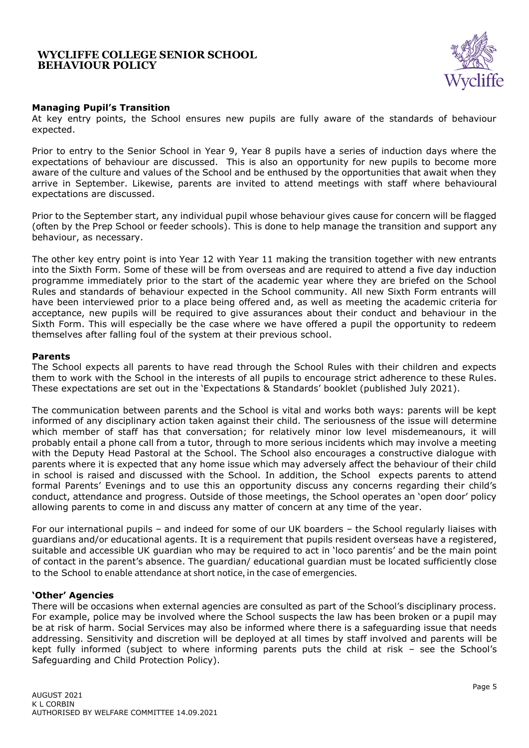### Managing Pupil's Transition

At key entry points, the School ensures new pupils are fully aware of the standards of behaviour expected.

Prior to entry to the Senior School in Year 9, Year 8 pupils have a series of induction days where the expectations of behaviour are discussed. This is also an opportunity for new pupils to become more aware of the culture and values of the School and be enthused by the opportunities that await when they arrive in September. Likewise, parents are invited to attend meetings with staff where behavioural expectations are discussed.

Prior to the September start, any individual pupil whose behaviour gives cause for concern will be flagged (often by the Prep School or feeder schools). This is done to help manage the transition and support any behaviour, as necessary.

The other key entry point is into Year 12 with Year 11 making the transition together with new entrants into the Sixth Form. Some of these will be from overseas and are required to attend a five day induction programme immediately prior to the start of the academic year where they are briefed on the School Rules and standards of behaviour expected in the School community. All new Sixth Form entrants will have been interviewed prior to a place being offered and, as well as meeting the academic criteria for acceptance, new pupils will be required to give assurances about their conduct and behaviour in the Sixth Form. This will especially be the case where we have offered a pupil the opportunity to redeem themselves after falling foul of the system at their previous school.

### Parents

The School expects all parents to have read through the School Rules with their children and expects them to work with the School in the interests of all pupils to encourage strict adherence to these Rules. These expectations are set out in the 'Expectations & Standards' booklet (published July 2021).

The communication between parents and the School is vital and works both ways: parents will be kept informed of any disciplinary action taken against their child. The seriousness of the issue will determine which member of staff has that conversation; for relatively minor low level misdemeanours, it will probably entail a phone call from a tutor, through to more serious incidents which may involve a meeting with the Deputy Head Pastoral at the School. The School also encourages a constructive dialogue with parents where it is expected that any home issue which may adversely affect the behaviour of their child in school is raised and discussed with the School. In addition, the School expects parents to attend formal Parents' Evenings and to use this an opportunity discuss any concerns regarding their child's conduct, attendance and progress. Outside of those meetings, the School operates an 'open door' policy allowing parents to come in and discuss any matter of concern at any time of the year.

For our international pupils – and indeed for some of our UK boarders – the School regularly liaises with guardians and/or educational agents. It is a requirement that pupils resident overseas have a registered, suitable and accessible UK guardian who may be required to act in 'loco parentis' and be the main point of contact in the parent's absence. The guardian/ educational guardian must be located sufficiently close to the School to enable attendance at short notice, in the case of emergencies.

### 'Other' Agencies

There will be occasions when external agencies are consulted as part of the School's disciplinary process. For example, police may be involved where the School suspects the law has been broken or a pupil may be at risk of harm. Social Services may also be informed where there is a safeguarding issue that needs addressing. Sensitivity and discretion will be deployed at all times by staff involved and parents will be kept fully informed (subject to where informing parents puts the child at risk – see the School's Safeguarding and Child Protection Policy).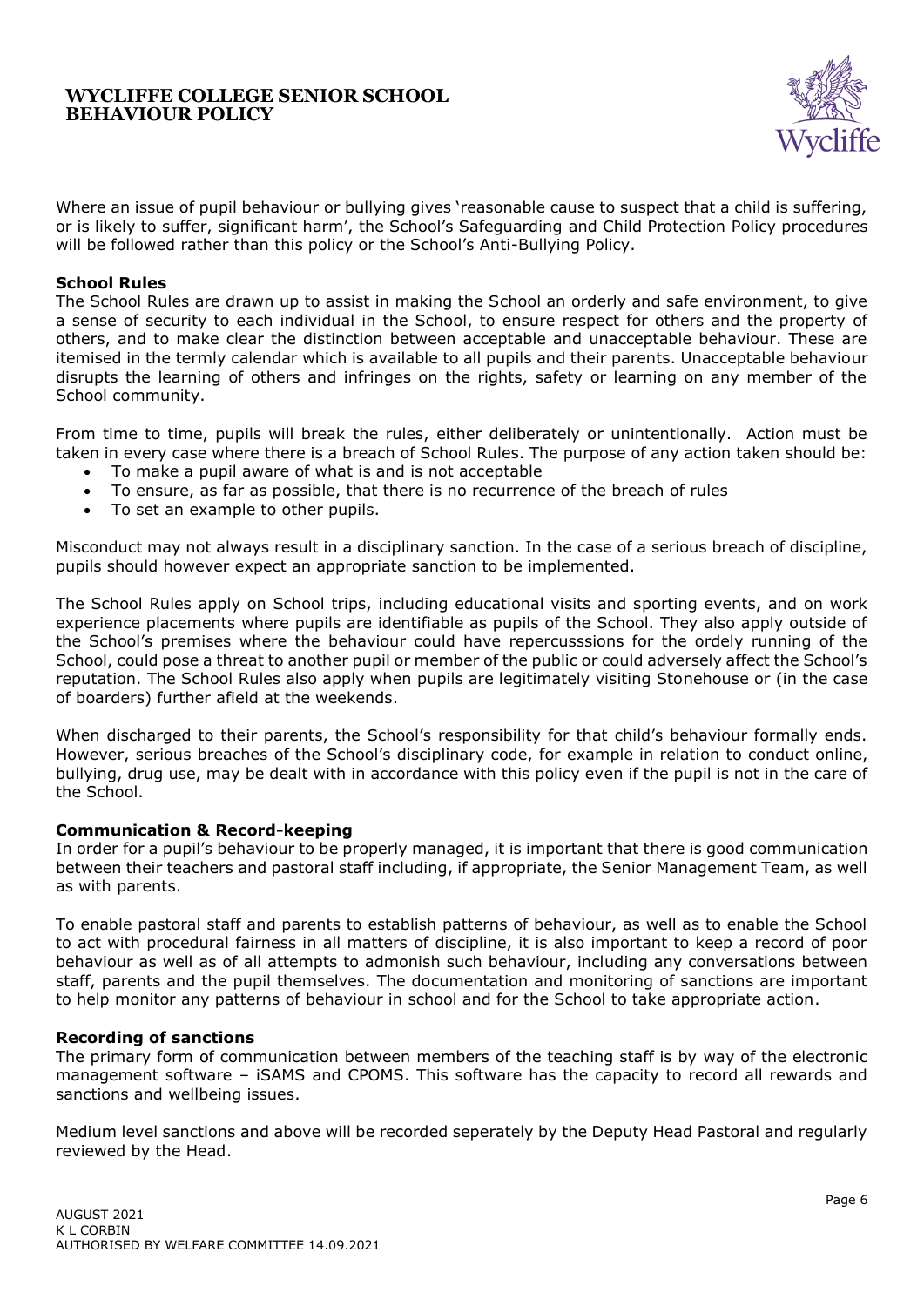Where an issue of pupil behaviour or bullying gives 'reasonable cause to suspect that a child is suffering, or is likely to suffer, significant harm', the School's Safeguarding and Child Protection Policy procedures will be followed rather than this policy or the School's Anti-Bullying Policy.

**School Rules**

The School Rules are drawn up to assist in making the School an orderly and safe environment, to give a sense of security to each individual in the School, to ensure respect for others and the property of others, and to make clear the distinction between acceptable and unacceptable behaviour. These are itemised in the termly calendar which is available to all pupils and their parents. Unacceptable behaviour disrupts the learning of others and infringes on the rights, safety or learning on any member of the School community.

From time to time, pupils will break the rules, either deliberately or unintentionally. Action must be taken in every case where there is a breach of School Rules. The purpose of any action taken should be:

- To make a pupil aware of what is and is not acceptable
- To ensure, as far as possible, that there is no recurrence of the breach of rules
- To set an example to other pupils.

Misconduct may not always result in a disciplinary sanction. In the case of a serious breach of discipline, pupils should however expect an appropriate sanction to be implemented.

The School Rules apply on School trips, including educational visits and sporting events, and on work experience placements where pupils are identifiable as pupils of the School. They also apply outside of the School's premises where the behaviour could have repercusssions for the orderly running of the School, could pose a threat to another pupil or member of the public or could adversely affect the School's reputation. The School Rules also apply when pupils are legitimately visiting Stonehouse or (in the case of boarders) further afield at the weekends.

When discharged to their parents, the School's responsibility for that child's behaviour formally ends. However, serious breaches of the School's disciplinary code, for example in relation to conduct online, bullying, drug use, may be dealt with in accordance with this policy even if the pupil is not in the care of the School.

**Communication & Record-keeping**

In order for a pupil's behaviour to be properly managed, it is important that there is good communication between their teachers and pastoral staff including, if appropriate, the Senior Management Team, as well as with parents.

To enable pastoral staff and parents to establish patterns of behaviour, as well as to enable the School to act with procedural fairness in all matters of discipline, it is also important to keep a record of poor behaviour as well as of all attempts to admonish such behaviour, including any conversations between staff, parents and the pupil themselves. The documentation and monitoring of sanctions are important to help monitor any patterns of behaviour in school and for the School to take appropriate action.

**Recording of sanctions**

The primary form of communication between members of the teaching staff is by way of the electronic management software – iSAMS and CPOMS. This software has the capacity to record all rewards and sanctions and wellbeing issues.

Medium level sanctions and above will be recorded seperately by the Deputy Head Pastoral and regularly reviewed by the Head.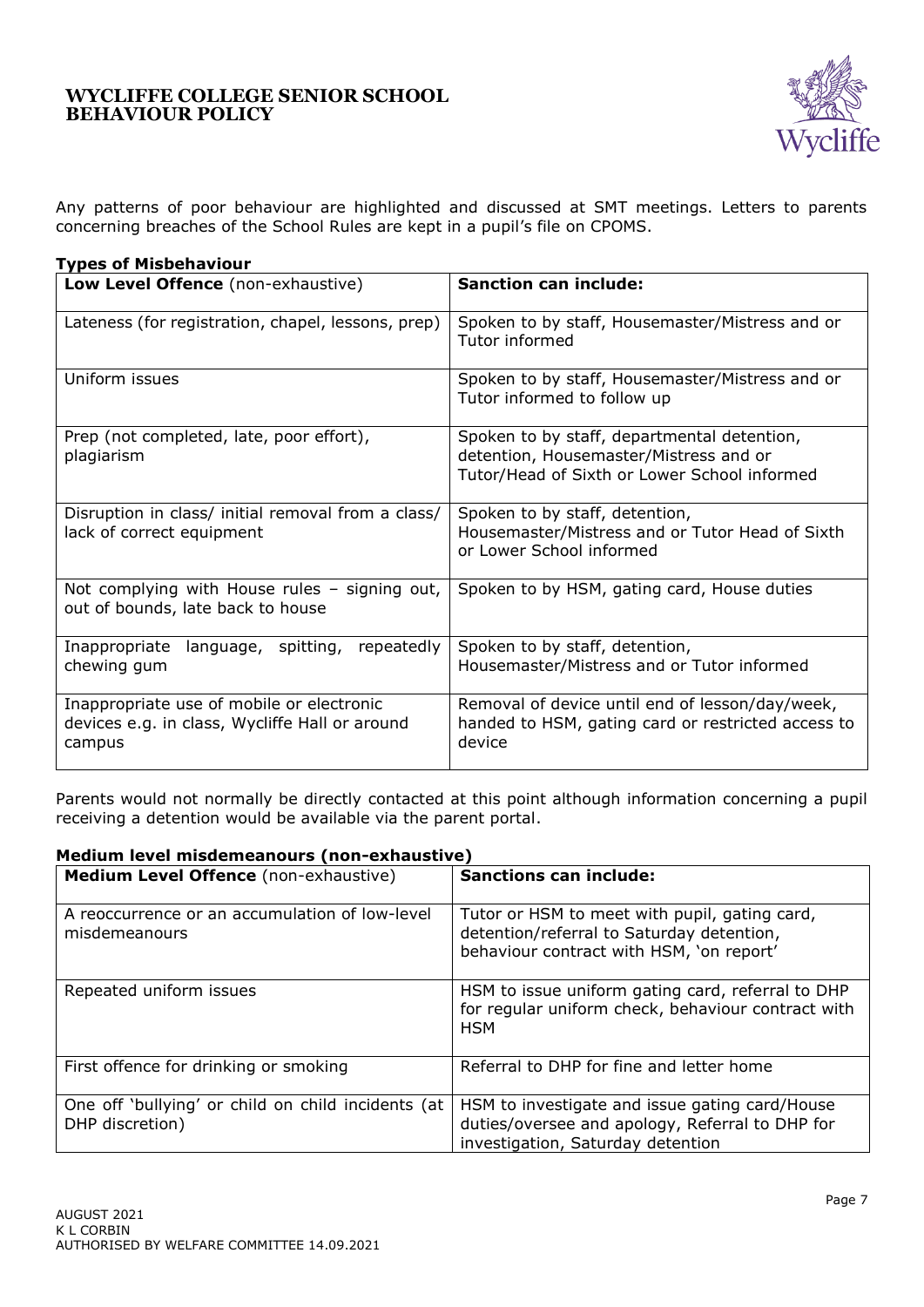Any patterns of poor behaviour are highlighted and discussed at SMT meetings. Letters to parents concerning breaches of the School Rules are kept in a pupil's file on CPOMS.

### Types of Misbehaviour

| **Low Level Offence** (non-exhaustive) | **Sanction can include:** |
|---|---|
| Lateness (for registration, chapel, lessons, prep) | Spoken to by staff, Housemaster/Mistress and or Tutor informed |
| Uniform issues | Spoken to by staff, Housemaster/Mistress and or Tutor informed to follow up |
| Prep (not completed, late, poor effort), plagiarism | Spoken to by staff, departmental detention, detention, Housemaster/Mistress and or Tutor/Head of Sixth or Lower School informed |
| Disruption in class/ initial removal from a class/ lack of correct equipment | Spoken to by staff, detention, Housemaster/Mistress and or Tutor Head of Sixth or Lower School informed |
| Not complying with House rules – signing out, out of bounds, late back to house | Spoken to by HSM, gating card, House duties |
| Inappropriate language, spitting, repeatedly chewing gum | Spoken to by staff, detention, Housemaster/Mistress and or Tutor informed |
| Inappropriate use of mobile or electronic devices e.g. in class, Wycliffe Hall or around campus | Removal of device until end of lesson/day/week, handed to HSM, gating card or restricted access to device |

Parents would not normally be directly contacted at this point although information concerning a pupil receiving a detention would be available via the parent portal.

### Medium level misdemeanours (non-exhaustive)

| **Medium Level Offence** (non-exhaustive) | **Sanctions can include:** |
|---|---|
| A reoccurrence or an accumulation of low-level misdemeanours | Tutor or HSM to meet with pupil, gating card, detention/referral to Saturday detention, behaviour contract with HSM, 'on report' |
| Repeated uniform issues | HSM to issue uniform gating card, referral to DHP for regular uniform check, behaviour contract with HSM |
| First offence for drinking or smoking | Referral to DHP for fine and letter home |
| One off 'bullying' or child on child incidents (at DHP discretion) | HSM to investigate and issue gating card/House duties/oversee and apology, Referral to DHP for investigation, Saturday detention |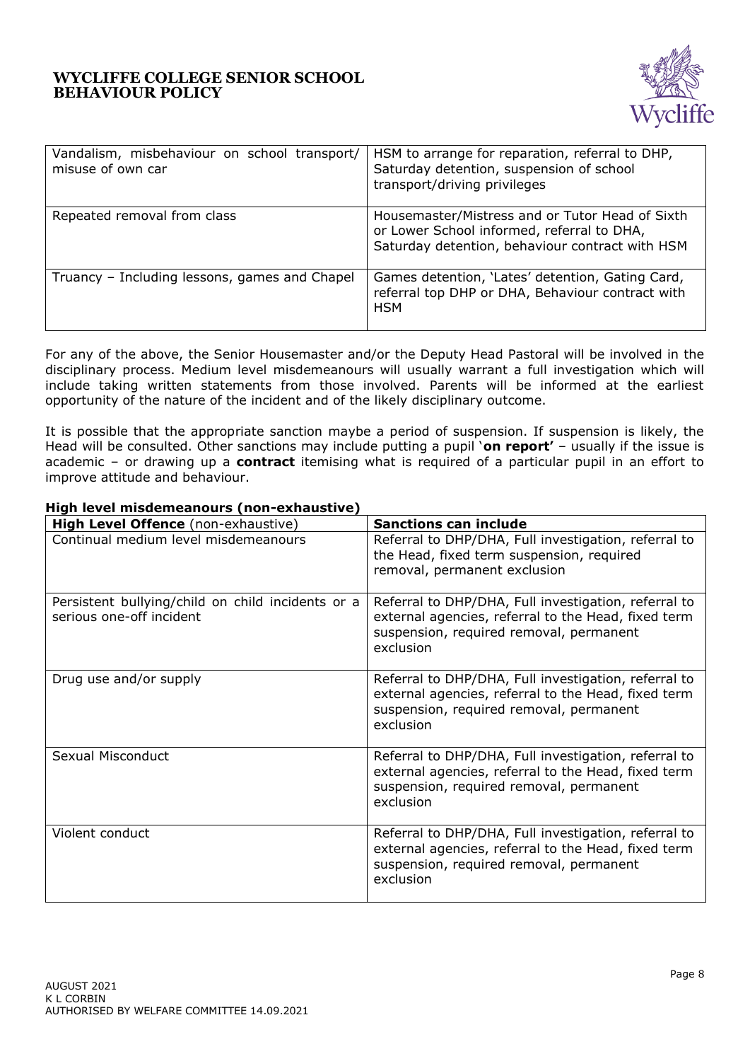| | |
|---|---|
| Vandalism, misbehaviour on school transport/ misuse of own car | HSM to arrange for reparation, referral to DHP, Saturday detention, suspension of school transport/driving privileges |
| Repeated removal from class | Housemaster/Mistress and or Tutor Head of Sixth or Lower School informed, referral to DHA, Saturday detention, behaviour contract with HSM |
| Truancy – Including lessons, games and Chapel | Games detention, 'Lates' detention, Gating Card, referral top DHP or DHA, Behaviour contract with HSM |

For any of the above, the Senior Housemaster and/or the Deputy Head Pastoral will be involved in the disciplinary process. Medium level misdemeanours will usually warrant a full investigation which will include taking written statements from those involved. Parents will be informed at the earliest opportunity of the nature of the incident and of the likely disciplinary outcome.

It is possible that the appropriate sanction maybe a period of suspension. If suspension is likely, the Head will be consulted. Other sanctions may include putting a pupil '**on report'** – usually if the issue is academic – or drawing up a **contract** itemising what is required of a particular pupil in an effort to improve attitude and behaviour.

**High level misdemeanours (non-exhaustive)**

| **High Level Offence** (non-exhaustive) | **Sanctions can include** |
|---|---|
| Continual medium level misdemeanours | Referral to DHP/DHA, Full investigation, referral to the Head, fixed term suspension, required removal, permanent exclusion |
| Persistent bullying/child on child incidents or a serious one-off incident | Referral to DHP/DHA, Full investigation, referral to external agencies, referral to the Head, fixed term suspension, required removal, permanent exclusion |
| Drug use and/or supply | Referral to DHP/DHA, Full investigation, referral to external agencies, referral to the Head, fixed term suspension, required removal, permanent exclusion |
| Sexual Misconduct | Referral to DHP/DHA, Full investigation, referral to external agencies, referral to the Head, fixed term suspension, required removal, permanent exclusion |
| Violent conduct | Referral to DHP/DHA, Full investigation, referral to external agencies, referral to the Head, fixed term suspension, required removal, permanent exclusion |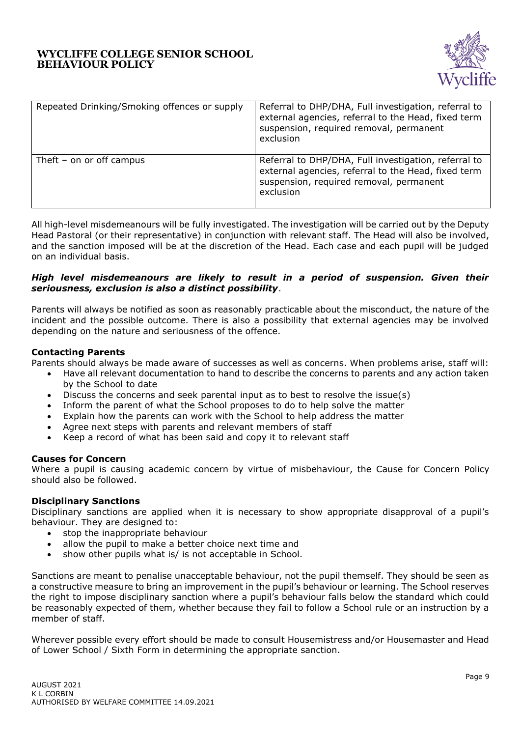| Repeated Drinking/Smoking offences or supply | Referral to DHP/DHA, Full investigation, referral to external agencies, referral to the Head, fixed term suspension, required removal, permanent exclusion |
|---|---|
| Theft – on or off campus | Referral to DHP/DHA, Full investigation, referral to external agencies, referral to the Head, fixed term suspension, required removal, permanent exclusion |

All high-level misdemeanours will be fully investigated. The investigation will be carried out by the Deputy Head Pastoral (or their representative) in conjunction with relevant staff. The Head will also be involved, and the sanction imposed will be at the discretion of the Head. Each case and each pupil will be judged on an individual basis.

***High level misdemeanours are likely to result in a period of suspension. Given their seriousness, exclusion is also a distinct possibility***.

Parents will always be notified as soon as reasonably practicable about the misconduct, the nature of the incident and the possible outcome. There is also a possibility that external agencies may be involved depending on the nature and seriousness of the offence.

**Contacting Parents**

Parents should always be made aware of successes as well as concerns. When problems arise, staff will:

- Have all relevant documentation to hand to describe the concerns to parents and any action taken by the School to date
- Discuss the concerns and seek parental input as to best to resolve the issue(s)
- Inform the parent of what the School proposes to do to help solve the matter
- Explain how the parents can work with the School to help address the matter
- Agree next steps with parents and relevant members of staff
- Keep a record of what has been said and copy it to relevant staff

**Causes for Concern**

Where a pupil is causing academic concern by virtue of misbehaviour, the Cause for Concern Policy should also be followed.

**Disciplinary Sanctions**

Disciplinary sanctions are applied when it is necessary to show appropriate disapproval of a pupil's behaviour. They are designed to:

- stop the inappropriate behaviour
- allow the pupil to make a better choice next time and
- show other pupils what is/ is not acceptable in School.

Sanctions are meant to penalise unacceptable behaviour, not the pupil themself. They should be seen as a constructive measure to bring an improvement in the pupil's behaviour or learning. The School reserves the right to impose disciplinary sanction where a pupil's behaviour falls below the standard which could be reasonably expected of them, whether because they fail to follow a School rule or an instruction by a member of staff.

Wherever possible every effort should be made to consult Housemistress and/or Housemaster and Head of Lower School / Sixth Form in determining the appropriate sanction.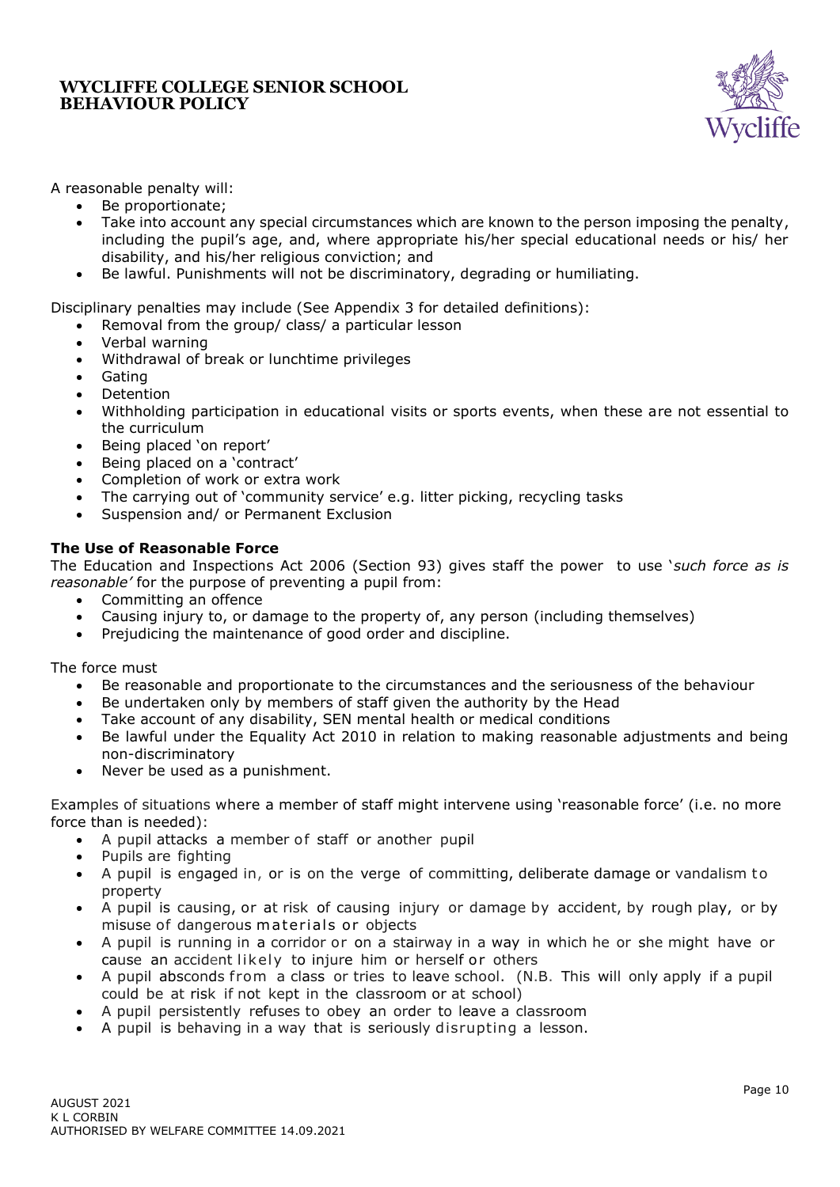A reasonable penalty will:

- Be proportionate;
- Take into account any special circumstances which are known to the person imposing the penalty, including the pupil's age, and, where appropriate his/her special educational needs or his/ her disability, and his/her religious conviction; and
- Be lawful. Punishments will not be discriminatory, degrading or humiliating.

Disciplinary penalties may include (See Appendix 3 for detailed definitions):

- Removal from the group/ class/ a particular lesson
- Verbal warning
- Withdrawal of break or lunchtime privileges
- Gating
- Detention
- Withholding participation in educational visits or sports events, when these are not essential to the curriculum
- Being placed 'on report'
- Being placed on a 'contract'
- Completion of work or extra work
- The carrying out of 'community service' e.g. litter picking, recycling tasks
- Suspension and/ or Permanent Exclusion

**The Use of Reasonable Force**

The Education and Inspections Act 2006 (Section 93) gives staff the power to use '*such force as is reasonable'* for the purpose of preventing a pupil from:

- Committing an offence
- Causing injury to, or damage to the property of, any person (including themselves)
- Prejudicing the maintenance of good order and discipline.

The force must

- Be reasonable and proportionate to the circumstances and the seriousness of the behaviour
- Be undertaken only by members of staff given the authority by the Head
- Take account of any disability, SEN mental health or medical conditions
- Be lawful under the Equality Act 2010 in relation to making reasonable adjustments and being non-discriminatory
- Never be used as a punishment.

Examples of situations where a member of staff might intervene using 'reasonable force' (i.e. no more force than is needed):

- A pupil attacks a member of staff or another pupil
- Pupils are fighting
- A pupil is engaged in, or is on the verge of committing, deliberate damage or vandalism to property
- A pupil is causing, or at risk of causing injury or damage by accident, by rough play, or by misuse of dangerous materials or objects
- A pupil is running in a corridor or on a stairway in a way in which he or she might have or cause an accident likely to injure him or herself or others
- A pupil absconds from a class or tries to leave school. (N.B. This will only apply if a pupil could be at risk if not kept in the classroom or at school)
- A pupil persistently refuses to obey an order to leave a classroom
- A pupil is behaving in a way that is seriously disrupting a lesson.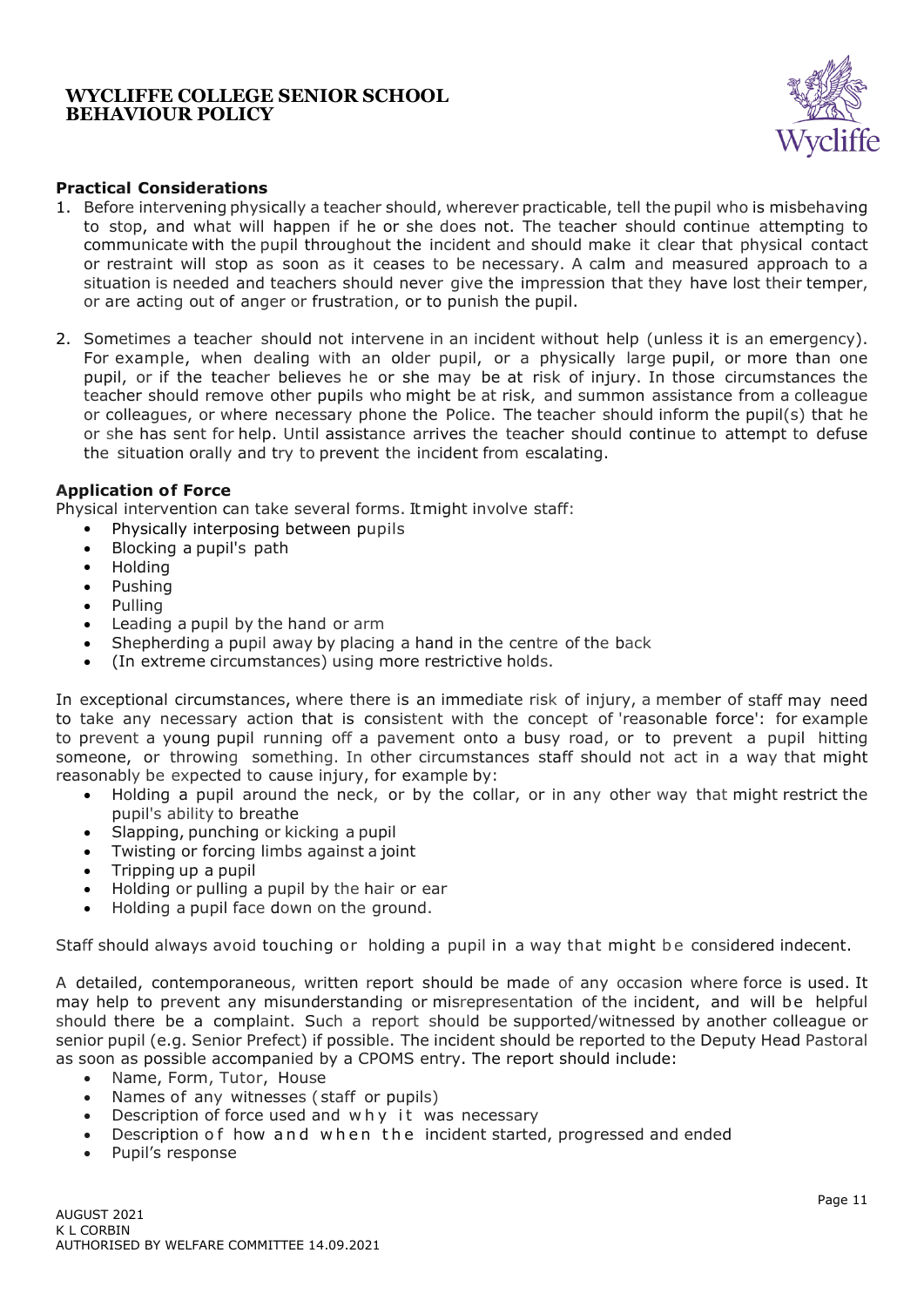**Practical Considerations**

1. Before intervening physically a teacher should, wherever practicable, tell the pupil who is misbehaving to stop, and what will happen if he or she does not. The teacher should continue attempting to communicate with the pupil throughout the incident and should make it clear that physical contact or restraint will stop as soon as it ceases to be necessary. A calm and measured approach to a situation is needed and teachers should never give the impression that they have lost their temper, or are acting out of anger or frustration, or to punish the pupil.

2. Sometimes a teacher should not intervene in an incident without help (unless it is an emergency). For example, when dealing with an older pupil, or a physically large pupil, or more than one pupil, or if the teacher believes he or she may be at risk of injury. In those circumstances the teacher should remove other pupils who might be at risk, and summon assistance from a colleague or colleagues, or where necessary phone the Police. The teacher should inform the pupil(s) that he or she has sent for help. Until assistance arrives the teacher should continue to attempt to defuse the situation orally and try to prevent the incident from escalating.

**Application of Force**

Physical intervention can take several forms. It might involve staff:

- Physically interposing between pupils
- Blocking a pupil's path
- Holding
- Pushing
- Pulling
- Leading a pupil by the hand or arm
- Shepherding a pupil away by placing a hand in the centre of the back
- (In extreme circumstances) using more restrictive holds.

In exceptional circumstances, where there is an immediate risk of injury, a member of staff may need to take any necessary action that is consistent with the concept of 'reasonable force': for example to prevent a young pupil running off a pavement onto a busy road, or to prevent a pupil hitting someone, or throwing something. In other circumstances staff should not act in a way that might reasonably be expected to cause injury, for example by:

- Holding a pupil around the neck, or by the collar, or in any other way that might restrict the pupil's ability to breathe
- Slapping, punching or kicking a pupil
- Twisting or forcing limbs against a joint
- Tripping up a pupil
- Holding or pulling a pupil by the hair or ear
- Holding a pupil face down on the ground.

Staff should always avoid touching or holding a pupil in a way that might be considered indecent.

A detailed, contemporaneous, written report should be made of any occasion where force is used. It may help to prevent any misunderstanding or misrepresentation of the incident, and will be helpful should there be a complaint. Such a report should be supported/witnessed by another colleague or senior pupil (e.g. Senior Prefect) if possible. The incident should be reported to the Deputy Head Pastoral as soon as possible accompanied by a CPOMS entry. The report should include:

- Name, Form, Tutor, House
- Names of any witnesses (staff or pupils)
- Description of force used and why it was necessary
- Description of how and when the incident started, progressed and ended
- Pupil's response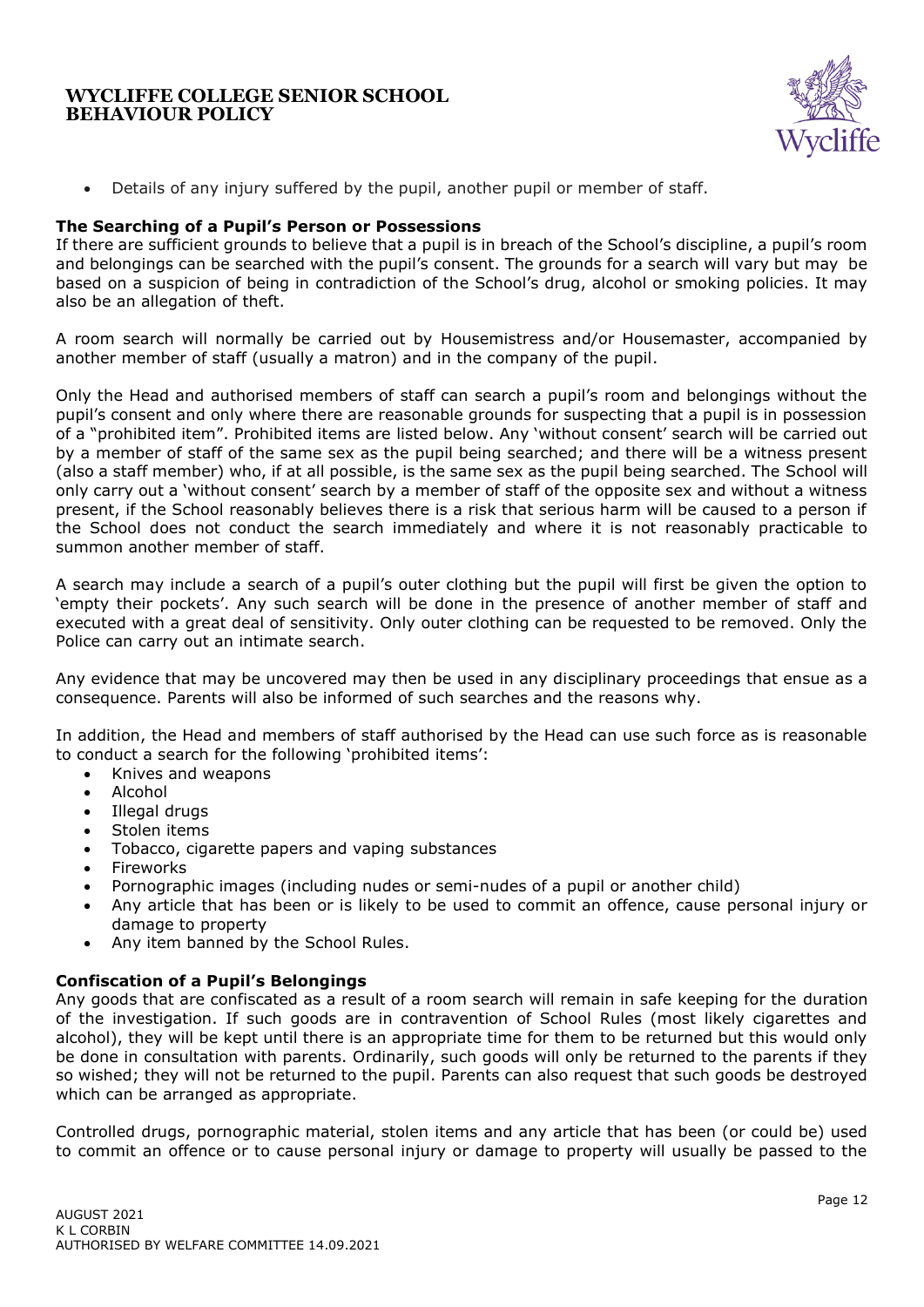- Details of any injury suffered by the pupil, another pupil or member of staff.

**The Searching of a Pupil's Person or Possessions**

If there are sufficient grounds to believe that a pupil is in breach of the School's discipline, a pupil's room and belongings can be searched with the pupil's consent. The grounds for a search will vary but may be based on a suspicion of being in contradiction of the School's drug, alcohol or smoking policies. It may also be an allegation of theft.

A room search will normally be carried out by Housemistress and/or Housemaster, accompanied by another member of staff (usually a matron) and in the company of the pupil.

Only the Head and authorised members of staff can search a pupil's room and belongings without the pupil's consent and only where there are reasonable grounds for suspecting that a pupil is in possession of a "prohibited item". Prohibited items are listed below. Any 'without consent' search will be carried out by a member of staff of the same sex as the pupil being searched; and there will be a witness present (also a staff member) who, if at all possible, is the same sex as the pupil being searched. The School will only carry out a 'without consent' search by a member of staff of the opposite sex and without a witness present, if the School reasonably believes there is a risk that serious harm will be caused to a person if the School does not conduct the search immediately and where it is not reasonably practicable to summon another member of staff.

A search may include a search of a pupil's outer clothing but the pupil will first be given the option to 'empty their pockets'. Any such search will be done in the presence of another member of staff and executed with a great deal of sensitivity. Only outer clothing can be requested to be removed. Only the Police can carry out an intimate search.

Any evidence that may be uncovered may then be used in any disciplinary proceedings that ensue as a consequence. Parents will also be informed of such searches and the reasons why.

In addition, the Head and members of staff authorised by the Head can use such force as is reasonable to conduct a search for the following 'prohibited items':

- Knives and weapons
- Alcohol
- Illegal drugs
- Stolen items
- Tobacco, cigarette papers and vaping substances
- Fireworks
- Pornographic images (including nudes or semi-nudes of a pupil or another child)
- Any article that has been or is likely to be used to commit an offence, cause personal injury or damage to property
- Any item banned by the School Rules.

**Confiscation of a Pupil's Belongings**

Any goods that are confiscated as a result of a room search will remain in safe keeping for the duration of the investigation. If such goods are in contravention of School Rules (most likely cigarettes and alcohol), they will be kept until there is an appropriate time for them to be returned but this would only be done in consultation with parents. Ordinarily, such goods will only be returned to the parents if they so wished; they will not be returned to the pupil. Parents can also request that such goods be destroyed which can be arranged as appropriate.

Controlled drugs, pornographic material, stolen items and any article that has been (or could be) used to commit an offence or to cause personal injury or damage to property will usually be passed to the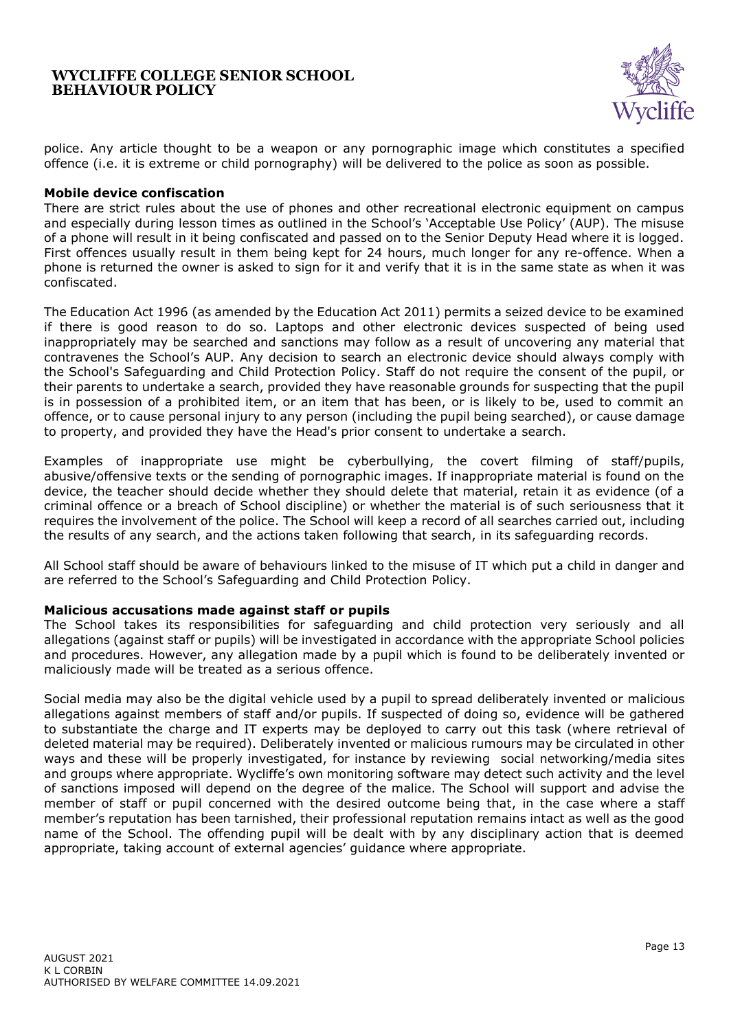police. Any article thought to be a weapon or any pornographic image which constitutes a specified offence (i.e. it is extreme or child pornography) will be delivered to the police as soon as possible.

**Mobile device confiscation**

There are strict rules about the use of phones and other recreational electronic equipment on campus and especially during lesson times as outlined in the School's 'Acceptable Use Policy' (AUP). The misuse of a phone will result in it being confiscated and passed on to the Senior Deputy Head where it is logged. First offences usually result in them being kept for 24 hours, much longer for any re-offence. When a phone is returned the owner is asked to sign for it and verify that it is in the same state as when it was confiscated.

The Education Act 1996 (as amended by the Education Act 2011) permits a seized device to be examined if there is good reason to do so. Laptops and other electronic devices suspected of being used inappropriately may be searched and sanctions may follow as a result of uncovering any material that contravenes the School's AUP. Any decision to search an electronic device should always comply with the School's Safeguarding and Child Protection Policy. Staff do not require the consent of the pupil, or their parents to undertake a search, provided they have reasonable grounds for suspecting that the pupil is in possession of a prohibited item, or an item that has been, or is likely to be, used to commit an offence, or to cause personal injury to any person (including the pupil being searched), or cause damage to property, and provided they have the Head's prior consent to undertake a search.

Examples of inappropriate use might be cyberbullying, the covert filming of staff/pupils, abusive/offensive texts or the sending of pornographic images. If inappropriate material is found on the device, the teacher should decide whether they should delete that material, retain it as evidence (of a criminal offence or a breach of School discipline) or whether the material is of such seriousness that it requires the involvement of the police. The School will keep a record of all searches carried out, including the results of any search, and the actions taken following that search, in its safeguarding records.

All School staff should be aware of behaviours linked to the misuse of IT which put a child in danger and are referred to the School's Safeguarding and Child Protection Policy.

**Malicious accusations made against staff or pupils**

The School takes its responsibilities for safeguarding and child protection very seriously and all allegations (against staff or pupils) will be investigated in accordance with the appropriate School policies and procedures. However, any allegation made by a pupil which is found to be deliberately invented or maliciously made will be treated as a serious offence.

Social media may also be the digital vehicle used by a pupil to spread deliberately invented or malicious allegations against members of staff and/or pupils. If suspected of doing so, evidence will be gathered to substantiate the charge and IT experts may be deployed to carry out this task (where retrieval of deleted material may be required). Deliberately invented or malicious rumours may be circulated in other ways and these will be properly investigated, for instance by reviewing social networking/media sites and groups where appropriate. Wycliffe's own monitoring software may detect such activity and the level of sanctions imposed will depend on the degree of the malice. The School will support and advise the member of staff or pupil concerned with the desired outcome being that, in the case where a staff member's reputation has been tarnished, their professional reputation remains intact as well as the good name of the School. The offending pupil will be dealt with by any disciplinary action that is deemed appropriate, taking account of external agencies' guidance where appropriate.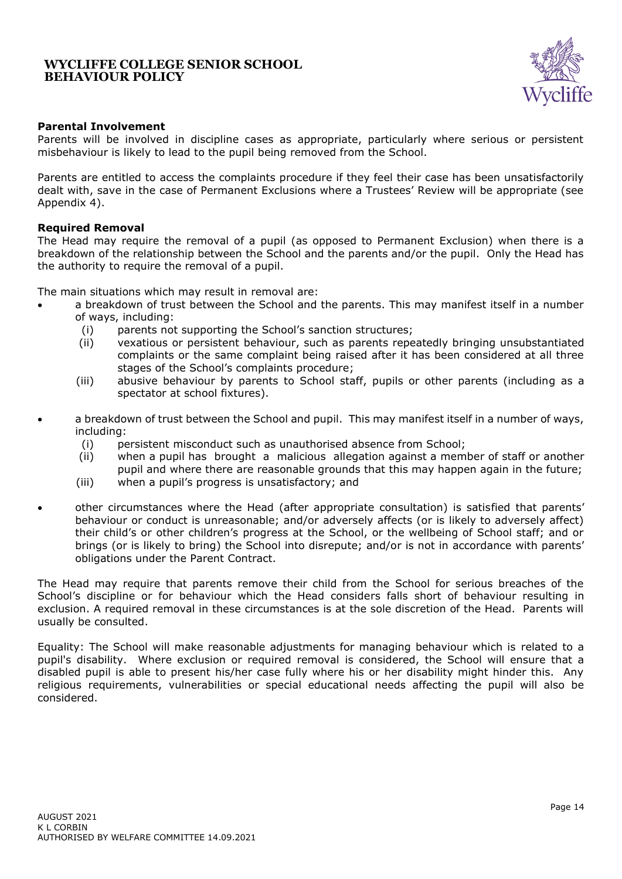**Parental Involvement**

Parents will be involved in discipline cases as appropriate, particularly where serious or persistent misbehaviour is likely to lead to the pupil being removed from the School.

Parents are entitled to access the complaints procedure if they feel their case has been unsatisfactorily dealt with, save in the case of Permanent Exclusions where a Trustees' Review will be appropriate (see Appendix 4).

**Required Removal**

The Head may require the removal of a pupil (as opposed to Permanent Exclusion) when there is a breakdown of the relationship between the School and the parents and/or the pupil. Only the Head has the authority to require the removal of a pupil.

The main situations which may result in removal are:

- a breakdown of trust between the School and the parents. This may manifest itself in a number of ways, including:
  - (i) parents not supporting the School's sanction structures;
  - (ii) vexatious or persistent behaviour, such as parents repeatedly bringing unsubstantiated complaints or the same complaint being raised after it has been considered at all three stages of the School's complaints procedure;
  - (iii) abusive behaviour by parents to School staff, pupils or other parents (including as a spectator at school fixtures).
- a breakdown of trust between the School and pupil. This may manifest itself in a number of ways, including:
  - (i) persistent misconduct such as unauthorised absence from School;
  - (ii) when a pupil has brought a malicious allegation against a member of staff or another pupil and where there are reasonable grounds that this may happen again in the future;
  - (iii) when a pupil's progress is unsatisfactory; and
- other circumstances where the Head (after appropriate consultation) is satisfied that parents' behaviour or conduct is unreasonable; and/or adversely affects (or is likely to adversely affect) their child's or other children's progress at the School, or the wellbeing of School staff; and or brings (or is likely to bring) the School into disrepute; and/or is not in accordance with parents' obligations under the Parent Contract.

The Head may require that parents remove their child from the School for serious breaches of the School's discipline or for behaviour which the Head considers falls short of behaviour resulting in exclusion. A required removal in these circumstances is at the sole discretion of the Head. Parents will usually be consulted.

Equality: The School will make reasonable adjustments for managing behaviour which is related to a pupil's disability. Where exclusion or required removal is considered, the School will ensure that a disabled pupil is able to present his/her case fully where his or her disability might hinder this. Any religious requirements, vulnerabilities or special educational needs affecting the pupil will also be considered.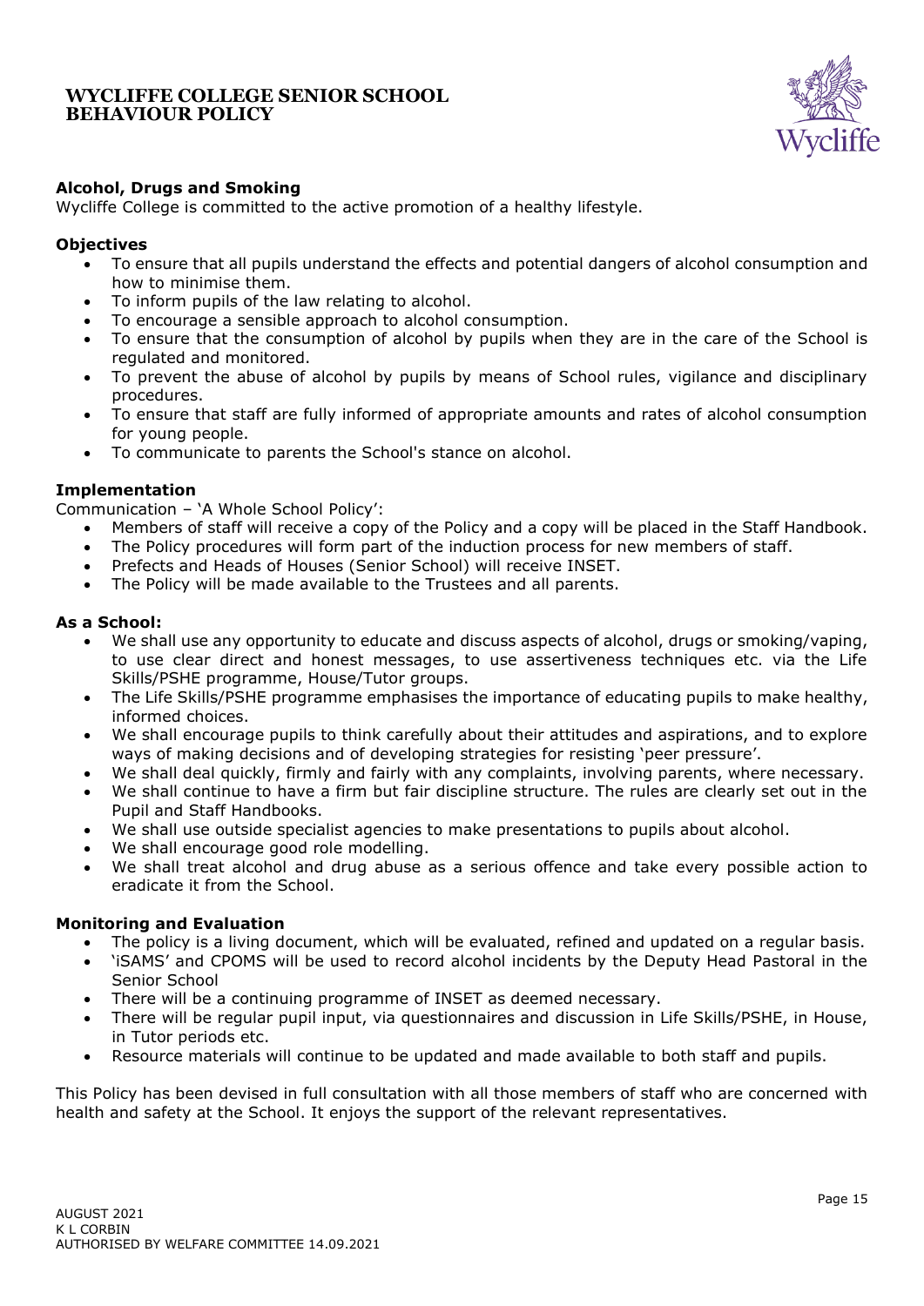## Alcohol, Drugs and Smoking

Wycliffe College is committed to the active promotion of a healthy lifestyle.

### Objectives

- To ensure that all pupils understand the effects and potential dangers of alcohol consumption and how to minimise them.
- To inform pupils of the law relating to alcohol.
- To encourage a sensible approach to alcohol consumption.
- To ensure that the consumption of alcohol by pupils when they are in the care of the School is regulated and monitored.
- To prevent the abuse of alcohol by pupils by means of School rules, vigilance and disciplinary procedures.
- To ensure that staff are fully informed of appropriate amounts and rates of alcohol consumption for young people.
- To communicate to parents the School's stance on alcohol.

### Implementation

Communication – 'A Whole School Policy':

- Members of staff will receive a copy of the Policy and a copy will be placed in the Staff Handbook.
- The Policy procedures will form part of the induction process for new members of staff.
- Prefects and Heads of Houses (Senior School) will receive INSET.
- The Policy will be made available to the Trustees and all parents.

### As a School:

- We shall use any opportunity to educate and discuss aspects of alcohol, drugs or smoking/vaping, to use clear direct and honest messages, to use assertiveness techniques etc. via the Life Skills/PSHE programme, House/Tutor groups.
- The Life Skills/PSHE programme emphasises the importance of educating pupils to make healthy, informed choices.
- We shall encourage pupils to think carefully about their attitudes and aspirations, and to explore ways of making decisions and of developing strategies for resisting 'peer pressure'.
- We shall deal quickly, firmly and fairly with any complaints, involving parents, where necessary.
- We shall continue to have a firm but fair discipline structure. The rules are clearly set out in the Pupil and Staff Handbooks.
- We shall use outside specialist agencies to make presentations to pupils about alcohol.
- We shall encourage good role modelling.
- We shall treat alcohol and drug abuse as a serious offence and take every possible action to eradicate it from the School.

### Monitoring and Evaluation

- The policy is a living document, which will be evaluated, refined and updated on a regular basis.
- 'iSAMS' and CPOMS will be used to record alcohol incidents by the Deputy Head Pastoral in the Senior School
- There will be a continuing programme of INSET as deemed necessary.
- There will be regular pupil input, via questionnaires and discussion in Life Skills/PSHE, in House, in Tutor periods etc.
- Resource materials will continue to be updated and made available to both staff and pupils.

This Policy has been devised in full consultation with all those members of staff who are concerned with health and safety at the School. It enjoys the support of the relevant representatives.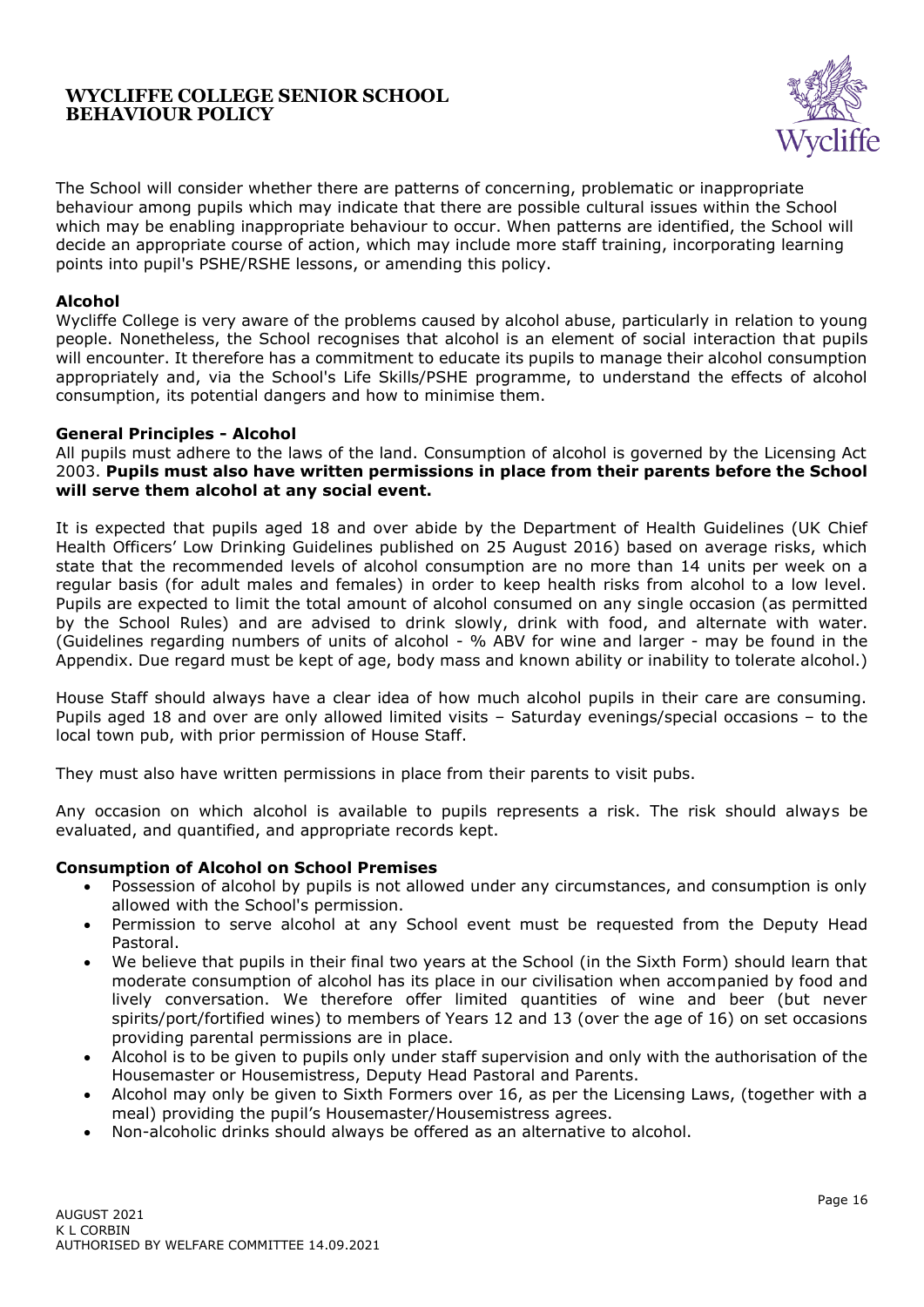The School will consider whether there are patterns of concerning, problematic or inappropriate behaviour among pupils which may indicate that there are possible cultural issues within the School which may be enabling inappropriate behaviour to occur. When patterns are identified, the School will decide an appropriate course of action, which may include more staff training, incorporating learning points into pupil's PSHE/RSHE lessons, or amending this policy.

### Alcohol

Wycliffe College is very aware of the problems caused by alcohol abuse, particularly in relation to young people. Nonetheless, the School recognises that alcohol is an element of social interaction that pupils will encounter. It therefore has a commitment to educate its pupils to manage their alcohol consumption appropriately and, via the School's Life Skills/PSHE programme, to understand the effects of alcohol consumption, its potential dangers and how to minimise them.

### General Principles - Alcohol

All pupils must adhere to the laws of the land. Consumption of alcohol is governed by the Licensing Act 2003. **Pupils must also have written permissions in place from their parents before the School will serve them alcohol at any social event.**

It is expected that pupils aged 18 and over abide by the Department of Health Guidelines (UK Chief Health Officers' Low Drinking Guidelines published on 25 August 2016) based on average risks, which state that the recommended levels of alcohol consumption are no more than 14 units per week on a regular basis (for adult males and females) in order to keep health risks from alcohol to a low level. Pupils are expected to limit the total amount of alcohol consumed on any single occasion (as permitted by the School Rules) and are advised to drink slowly, drink with food, and alternate with water. (Guidelines regarding numbers of units of alcohol - % ABV for wine and larger - may be found in the Appendix. Due regard must be kept of age, body mass and known ability or inability to tolerate alcohol.)

House Staff should always have a clear idea of how much alcohol pupils in their care are consuming. Pupils aged 18 and over are only allowed limited visits – Saturday evenings/special occasions – to the local town pub, with prior permission of House Staff.

They must also have written permissions in place from their parents to visit pubs.

Any occasion on which alcohol is available to pupils represents a risk. The risk should always be evaluated, and quantified, and appropriate records kept.

### Consumption of Alcohol on School Premises

- Possession of alcohol by pupils is not allowed under any circumstances, and consumption is only allowed with the School's permission.
- Permission to serve alcohol at any School event must be requested from the Deputy Head Pastoral.
- We believe that pupils in their final two years at the School (in the Sixth Form) should learn that moderate consumption of alcohol has its place in our civilisation when accompanied by food and lively conversation. We therefore offer limited quantities of wine and beer (but never spirits/port/fortified wines) to members of Years 12 and 13 (over the age of 16) on set occasions providing parental permissions are in place.
- Alcohol is to be given to pupils only under staff supervision and only with the authorisation of the Housemaster or Housemistress, Deputy Head Pastoral and Parents.
- Alcohol may only be given to Sixth Formers over 16, as per the Licensing Laws, (together with a meal) providing the pupil's Housemaster/Housemistress agrees.
- Non-alcoholic drinks should always be offered as an alternative to alcohol.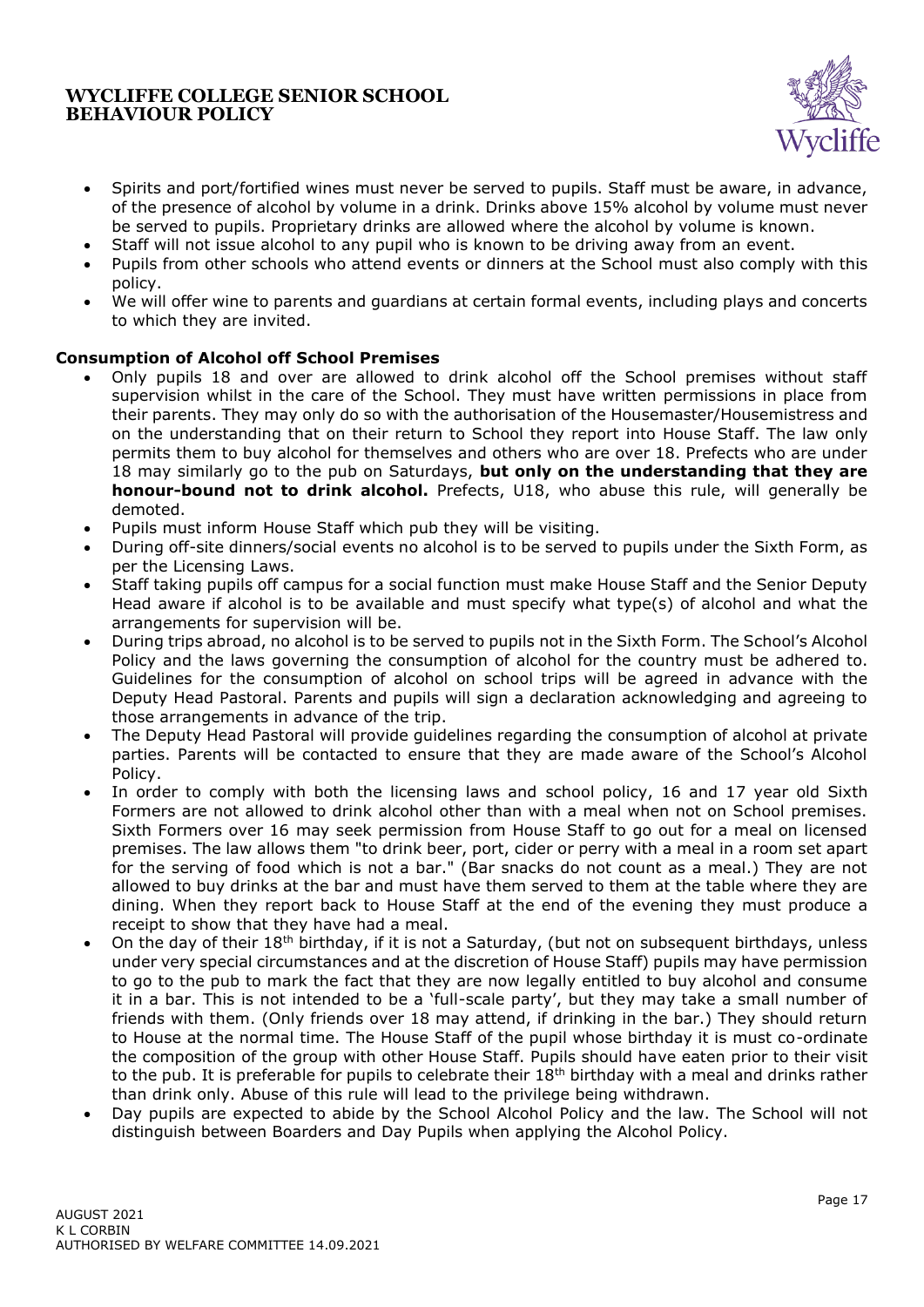- Spirits and port/fortified wines must never be served to pupils. Staff must be aware, in advance, of the presence of alcohol by volume in a drink. Drinks above 15% alcohol by volume must never be served to pupils. Proprietary drinks are allowed where the alcohol by volume is known.
- Staff will not issue alcohol to any pupil who is known to be driving away from an event.
- Pupils from other schools who attend events or dinners at the School must also comply with this policy.
- We will offer wine to parents and guardians at certain formal events, including plays and concerts to which they are invited.

**Consumption of Alcohol off School Premises**

- Only pupils 18 and over are allowed to drink alcohol off the School premises without staff supervision whilst in the care of the School. They must have written permissions in place from their parents. They may only do so with the authorisation of the Housemaster/Housemistress and on the understanding that on their return to School they report into House Staff. The law only permits them to buy alcohol for themselves and others who are over 18. Prefects who are under 18 may similarly go to the pub on Saturdays, **but only on the understanding that they are honour-bound not to drink alcohol.** Prefects, U18, who abuse this rule, will generally be demoted.
- Pupils must inform House Staff which pub they will be visiting.
- During off-site dinners/social events no alcohol is to be served to pupils under the Sixth Form, as per the Licensing Laws.
- Staff taking pupils off campus for a social function must make House Staff and the Senior Deputy Head aware if alcohol is to be available and must specify what type(s) of alcohol and what the arrangements for supervision will be.
- During trips abroad, no alcohol is to be served to pupils not in the Sixth Form. The School's Alcohol Policy and the laws governing the consumption of alcohol for the country must be adhered to. Guidelines for the consumption of alcohol on school trips will be agreed in advance with the Deputy Head Pastoral. Parents and pupils will sign a declaration acknowledging and agreeing to those arrangements in advance of the trip.
- The Deputy Head Pastoral will provide guidelines regarding the consumption of alcohol at private parties. Parents will be contacted to ensure that they are made aware of the School's Alcohol Policy.
- In order to comply with both the licensing laws and school policy, 16 and 17 year old Sixth Formers are not allowed to drink alcohol other than with a meal when not on School premises. Sixth Formers over 16 may seek permission from House Staff to go out for a meal on licensed premises. The law allows them "to drink beer, port, cider or perry with a meal in a room set apart for the serving of food which is not a bar." (Bar snacks do not count as a meal.) They are not allowed to buy drinks at the bar and must have them served to them at the table where they are dining. When they report back to House Staff at the end of the evening they must produce a receipt to show that they have had a meal.
- On the day of their 18th birthday, if it is not a Saturday, (but not on subsequent birthdays, unless under very special circumstances and at the discretion of House Staff) pupils may have permission to go to the pub to mark the fact that they are now legally entitled to buy alcohol and consume it in a bar. This is not intended to be a 'full-scale party', but they may take a small number of friends with them. (Only friends over 18 may attend, if drinking in the bar.) They should return to House at the normal time. The House Staff of the pupil whose birthday it is must co-ordinate the composition of the group with other House Staff. Pupils should have eaten prior to their visit to the pub. It is preferable for pupils to celebrate their 18th birthday with a meal and drinks rather than drink only. Abuse of this rule will lead to the privilege being withdrawn.
- Day pupils are expected to abide by the School Alcohol Policy and the law. The School will not distinguish between Boarders and Day Pupils when applying the Alcohol Policy.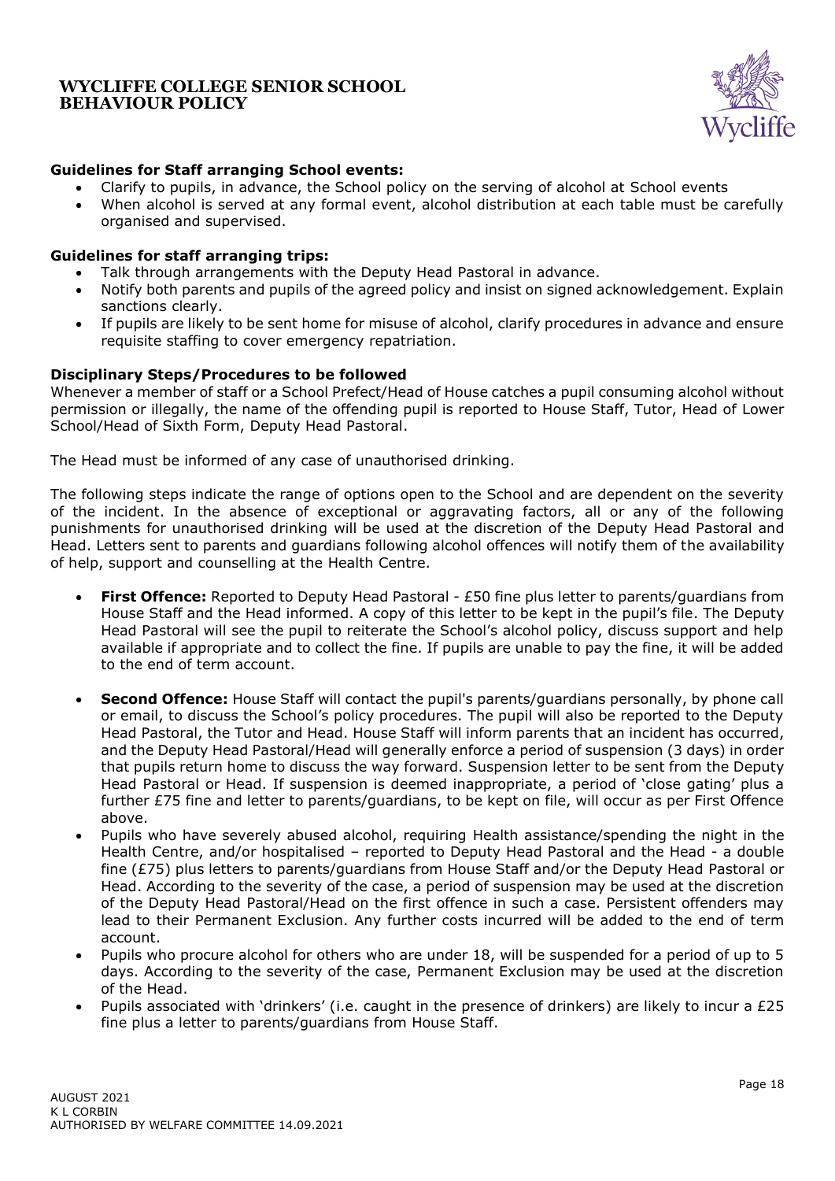**Guidelines for Staff arranging School events:**

- Clarify to pupils, in advance, the School policy on the serving of alcohol at School events
- When alcohol is served at any formal event, alcohol distribution at each table must be carefully organised and supervised.

**Guidelines for staff arranging trips:**

- Talk through arrangements with the Deputy Head Pastoral in advance.
- Notify both parents and pupils of the agreed policy and insist on signed acknowledgement. Explain sanctions clearly.
- If pupils are likely to be sent home for misuse of alcohol, clarify procedures in advance and ensure requisite staffing to cover emergency repatriation.

**Disciplinary Steps/Procedures to be followed**

Whenever a member of staff or a School Prefect/Head of House catches a pupil consuming alcohol without permission or illegally, the name of the offending pupil is reported to House Staff, Tutor, Head of Lower School/Head of Sixth Form, Deputy Head Pastoral.

The Head must be informed of any case of unauthorised drinking.

The following steps indicate the range of options open to the School and are dependent on the severity of the incident. In the absence of exceptional or aggravating factors, all or any of the following punishments for unauthorised drinking will be used at the discretion of the Deputy Head Pastoral and Head. Letters sent to parents and guardians following alcohol offences will notify them of the availability of help, support and counselling at the Health Centre.

- **First Offence:** Reported to Deputy Head Pastoral - £50 fine plus letter to parents/guardians from House Staff and the Head informed. A copy of this letter to be kept in the pupil's file. The Deputy Head Pastoral will see the pupil to reiterate the School's alcohol policy, discuss support and help available if appropriate and to collect the fine. If pupils are unable to pay the fine, it will be added to the end of term account.

- **Second Offence:** House Staff will contact the pupil's parents/guardians personally, by phone call or email, to discuss the School's policy procedures. The pupil will also be reported to the Deputy Head Pastoral, the Tutor and Head. House Staff will inform parents that an incident has occurred, and the Deputy Head Pastoral/Head will generally enforce a period of suspension (3 days) in order that pupils return home to discuss the way forward. Suspension letter to be sent from the Deputy Head Pastoral or Head. If suspension is deemed inappropriate, a period of 'close gating' plus a further £75 fine and letter to parents/guardians, to be kept on file, will occur as per First Offence above.
- Pupils who have severely abused alcohol, requiring Health assistance/spending the night in the Health Centre, and/or hospitalised – reported to Deputy Head Pastoral and the Head - a double fine (£75) plus letters to parents/guardians from House Staff and/or the Deputy Head Pastoral or Head. According to the severity of the case, a period of suspension may be used at the discretion of the Deputy Head Pastoral/Head on the first offence in such a case. Persistent offenders may lead to their Permanent Exclusion. Any further costs incurred will be added to the end of term account.
- Pupils who procure alcohol for others who are under 18, will be suspended for a period of up to 5 days. According to the severity of the case, Permanent Exclusion may be used at the discretion of the Head.
- Pupils associated with 'drinkers' (i.e. caught in the presence of drinkers) are likely to incur a £25 fine plus a letter to parents/guardians from House Staff.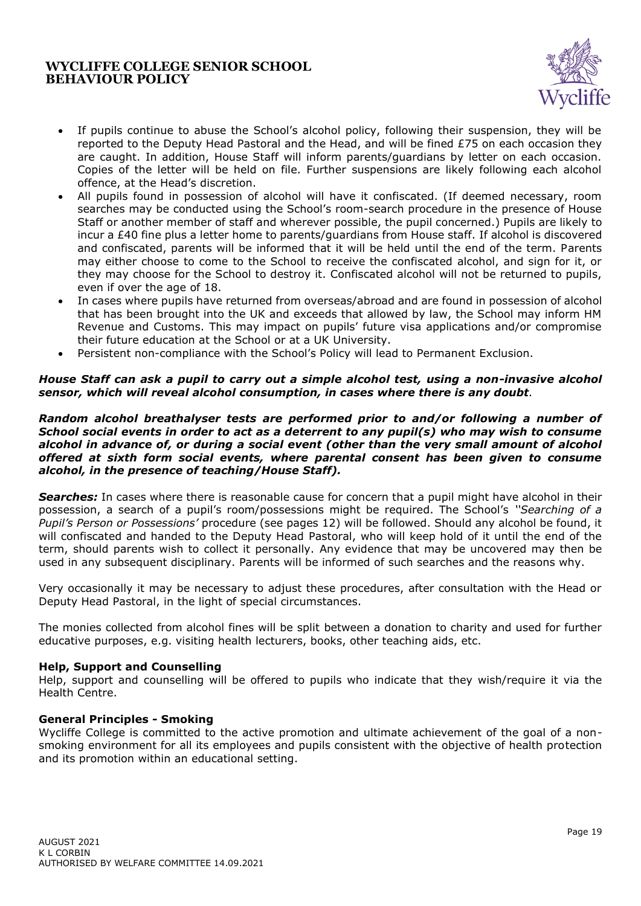- If pupils continue to abuse the School's alcohol policy, following their suspension, they will be reported to the Deputy Head Pastoral and the Head, and will be fined £75 on each occasion they are caught. In addition, House Staff will inform parents/guardians by letter on each occasion. Copies of the letter will be held on file. Further suspensions are likely following each alcohol offence, at the Head's discretion.
- All pupils found in possession of alcohol will have it confiscated. (If deemed necessary, room searches may be conducted using the School's room-search procedure in the presence of House Staff or another member of staff and wherever possible, the pupil concerned.) Pupils are likely to incur a £40 fine plus a letter home to parents/guardians from House staff. If alcohol is discovered and confiscated, parents will be informed that it will be held until the end of the term. Parents may either choose to come to the School to receive the confiscated alcohol, and sign for it, or they may choose for the School to destroy it. Confiscated alcohol will not be returned to pupils, even if over the age of 18.
- In cases where pupils have returned from overseas/abroad and are found in possession of alcohol that has been brought into the UK and exceeds that allowed by law, the School may inform HM Revenue and Customs. This may impact on pupils' future visa applications and/or compromise their future education at the School or at a UK University.
- Persistent non-compliance with the School's Policy will lead to Permanent Exclusion.

***House Staff can ask a pupil to carry out a simple alcohol test, using a non-invasive alcohol sensor, which will reveal alcohol consumption, in cases where there is any doubt*.**

***Random alcohol breathalyser tests are performed prior to and/or following a number of School social events in order to act as a deterrent to any pupil(s) who may wish to consume alcohol in advance of, or during a social event (other than the very small amount of alcohol offered at sixth form social events, where parental consent has been given to consume alcohol, in the presence of teaching/House Staff).***

***Searches:*** In cases where there is reasonable cause for concern that a pupil might have alcohol in their possession, a search of a pupil's room/possessions might be required. The School's *''Searching of a Pupil's Person or Possessions'* procedure (see pages 12) will be followed. Should any alcohol be found, it will confiscated and handed to the Deputy Head Pastoral, who will keep hold of it until the end of the term, should parents wish to collect it personally. Any evidence that may be uncovered may then be used in any subsequent disciplinary. Parents will be informed of such searches and the reasons why.

Very occasionally it may be necessary to adjust these procedures, after consultation with the Head or Deputy Head Pastoral, in the light of special circumstances.

The monies collected from alcohol fines will be split between a donation to charity and used for further educative purposes, e.g. visiting health lecturers, books, other teaching aids, etc.

**Help, Support and Counselling**

Help, support and counselling will be offered to pupils who indicate that they wish/require it via the Health Centre.

**General Principles - Smoking**

Wycliffe College is committed to the active promotion and ultimate achievement of the goal of a non-smoking environment for all its employees and pupils consistent with the objective of health protection and its promotion within an educational setting.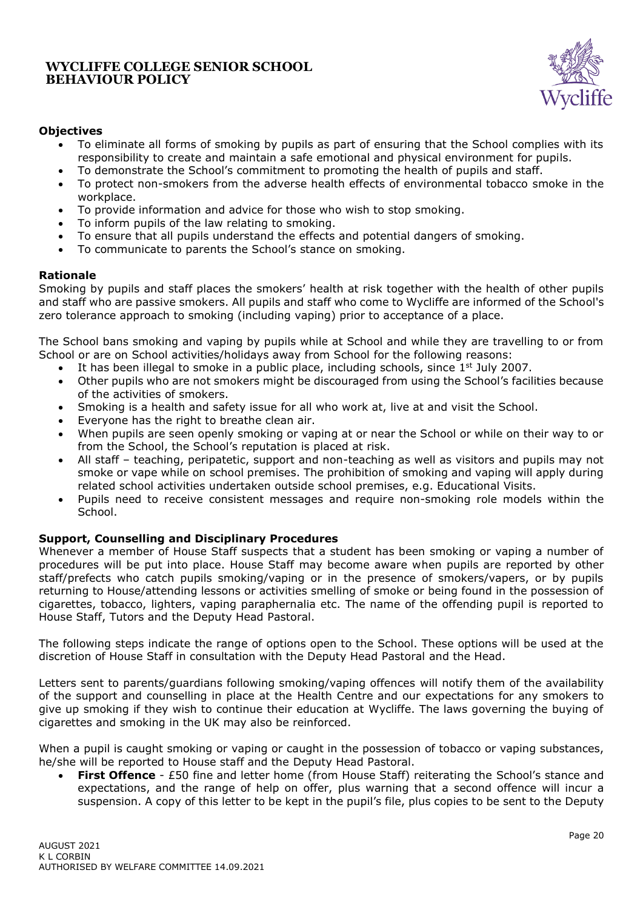**Objectives**

- To eliminate all forms of smoking by pupils as part of ensuring that the School complies with its responsibility to create and maintain a safe emotional and physical environment for pupils.
- To demonstrate the School's commitment to promoting the health of pupils and staff.
- To protect non-smokers from the adverse health effects of environmental tobacco smoke in the workplace.
- To provide information and advice for those who wish to stop smoking.
- To inform pupils of the law relating to smoking.
- To ensure that all pupils understand the effects and potential dangers of smoking.
- To communicate to parents the School's stance on smoking.

**Rationale**

Smoking by pupils and staff places the smokers' health at risk together with the health of other pupils and staff who are passive smokers. All pupils and staff who come to Wycliffe are informed of the School's zero tolerance approach to smoking (including vaping) prior to acceptance of a place.

The School bans smoking and vaping by pupils while at School and while they are travelling to or from School or are on School activities/holidays away from School for the following reasons:

- It has been illegal to smoke in a public place, including schools, since 1st July 2007.
- Other pupils who are not smokers might be discouraged from using the School's facilities because of the activities of smokers.
- Smoking is a health and safety issue for all who work at, live at and visit the School.
- Everyone has the right to breathe clean air.
- When pupils are seen openly smoking or vaping at or near the School or while on their way to or from the School, the School's reputation is placed at risk.
- All staff – teaching, peripatetic, support and non-teaching as well as visitors and pupils may not smoke or vape while on school premises. The prohibition of smoking and vaping will apply during related school activities undertaken outside school premises, e.g. Educational Visits.
- Pupils need to receive consistent messages and require non-smoking role models within the School.

**Support, Counselling and Disciplinary Procedures**

Whenever a member of House Staff suspects that a student has been smoking or vaping a number of procedures will be put into place. House Staff may become aware when pupils are reported by other staff/prefects who catch pupils smoking/vaping or in the presence of smokers/vapers, or by pupils returning to House/attending lessons or activities smelling of smoke or being found in the possession of cigarettes, tobacco, lighters, vaping paraphernalia etc. The name of the offending pupil is reported to House Staff, Tutors and the Deputy Head Pastoral.

The following steps indicate the range of options open to the School. These options will be used at the discretion of House Staff in consultation with the Deputy Head Pastoral and the Head.

Letters sent to parents/guardians following smoking/vaping offences will notify them of the availability of the support and counselling in place at the Health Centre and our expectations for any smokers to give up smoking if they wish to continue their education at Wycliffe. The laws governing the buying of cigarettes and smoking in the UK may also be reinforced.

When a pupil is caught smoking or vaping or caught in the possession of tobacco or vaping substances, he/she will be reported to House staff and the Deputy Head Pastoral.

- **First Offence** - £50 fine and letter home (from House Staff) reiterating the School's stance and expectations, and the range of help on offer, plus warning that a second offence will incur a suspension. A copy of this letter to be kept in the pupil's file, plus copies to be sent to the Deputy

AUGUST 2021
K L CORBIN
AUTHORISED BY WELFARE COMMITTEE 14.09.2021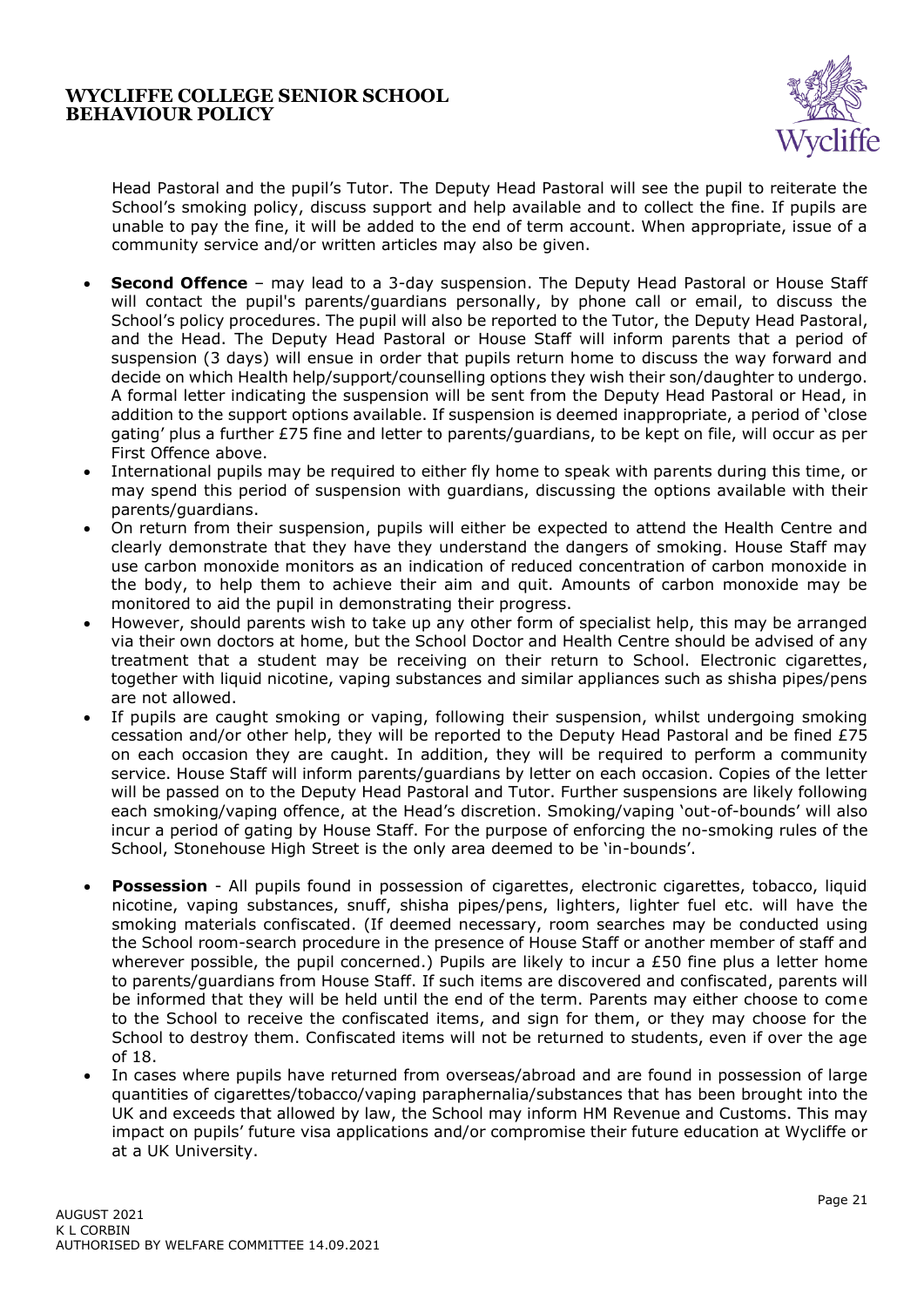Head Pastoral and the pupil's Tutor. The Deputy Head Pastoral will see the pupil to reiterate the School's smoking policy, discuss support and help available and to collect the fine. If pupils are unable to pay the fine, it will be added to the end of term account. When appropriate, issue of a community service and/or written articles may also be given.

- **Second Offence** – may lead to a 3-day suspension. The Deputy Head Pastoral or House Staff will contact the pupil's parents/guardians personally, by phone call or email, to discuss the School's policy procedures. The pupil will also be reported to the Tutor, the Deputy Head Pastoral, and the Head. The Deputy Head Pastoral or House Staff will inform parents that a period of suspension (3 days) will ensue in order that pupils return home to discuss the way forward and decide on which Health help/support/counselling options they wish their son/daughter to undergo. A formal letter indicating the suspension will be sent from the Deputy Head Pastoral or Head, in addition to the support options available. If suspension is deemed inappropriate, a period of 'close gating' plus a further £75 fine and letter to parents/guardians, to be kept on file, will occur as per First Offence above.
- International pupils may be required to either fly home to speak with parents during this time, or may spend this period of suspension with guardians, discussing the options available with their parents/guardians.
- On return from their suspension, pupils will either be expected to attend the Health Centre and clearly demonstrate that they have they understand the dangers of smoking. House Staff may use carbon monoxide monitors as an indication of reduced concentration of carbon monoxide in the body, to help them to achieve their aim and quit. Amounts of carbon monoxide may be monitored to aid the pupil in demonstrating their progress.
- However, should parents wish to take up any other form of specialist help, this may be arranged via their own doctors at home, but the School Doctor and Health Centre should be advised of any treatment that a student may be receiving on their return to School. Electronic cigarettes, together with liquid nicotine, vaping substances and similar appliances such as shisha pipes/pens are not allowed.
- If pupils are caught smoking or vaping, following their suspension, whilst undergoing smoking cessation and/or other help, they will be reported to the Deputy Head Pastoral and be fined £75 on each occasion they are caught. In addition, they will be required to perform a community service. House Staff will inform parents/guardians by letter on each occasion. Copies of the letter will be passed on to the Deputy Head Pastoral and Tutor. Further suspensions are likely following each smoking/vaping offence, at the Head's discretion. Smoking/vaping 'out-of-bounds' will also incur a period of gating by House Staff. For the purpose of enforcing the no-smoking rules of the School, Stonehouse High Street is the only area deemed to be 'in-bounds'.

- **Possession** - All pupils found in possession of cigarettes, electronic cigarettes, tobacco, liquid nicotine, vaping substances, snuff, shisha pipes/pens, lighters, lighter fuel etc. will have the smoking materials confiscated. (If deemed necessary, room searches may be conducted using the School room-search procedure in the presence of House Staff or another member of staff and wherever possible, the pupil concerned.) Pupils are likely to incur a £50 fine plus a letter home to parents/guardians from House Staff. If such items are discovered and confiscated, parents will be informed that they will be held until the end of the term. Parents may either choose to come to the School to receive the confiscated items, and sign for them, or they may choose for the School to destroy them. Confiscated items will not be returned to students, even if over the age of 18.
- In cases where pupils have returned from overseas/abroad and are found in possession of large quantities of cigarettes/tobacco/vaping paraphernalia/substances that has been brought into the UK and exceeds that allowed by law, the School may inform HM Revenue and Customs. This may impact on pupils' future visa applications and/or compromise their future education at Wycliffe or at a UK University.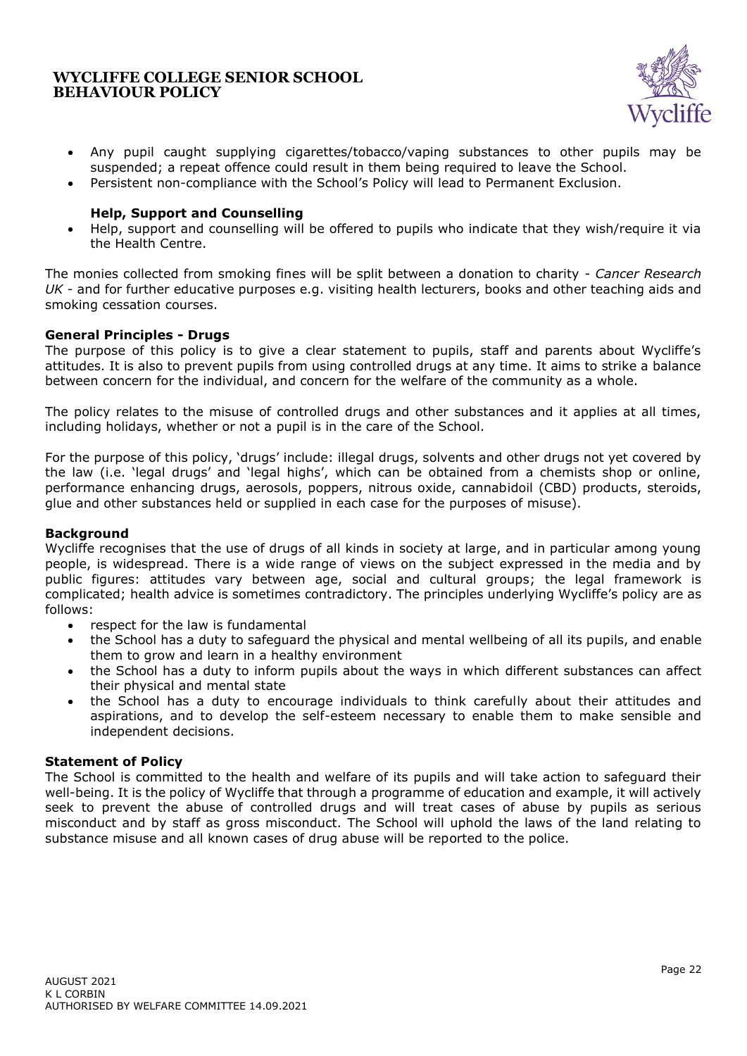- Any pupil caught supplying cigarettes/tobacco/vaping substances to other pupils may be suspended; a repeat offence could result in them being required to leave the School.
- Persistent non-compliance with the School's Policy will lead to Permanent Exclusion.

**Help, Support and Counselling**

- Help, support and counselling will be offered to pupils who indicate that they wish/require it via the Health Centre.

The monies collected from smoking fines will be split between a donation to charity - *Cancer Research UK* - and for further educative purposes e.g. visiting health lecturers, books and other teaching aids and smoking cessation courses.

### General Principles - Drugs

The purpose of this policy is to give a clear statement to pupils, staff and parents about Wycliffe's attitudes. It is also to prevent pupils from using controlled drugs at any time. It aims to strike a balance between concern for the individual, and concern for the welfare of the community as a whole.

The policy relates to the misuse of controlled drugs and other substances and it applies at all times, including holidays, whether or not a pupil is in the care of the School.

For the purpose of this policy, 'drugs' include: illegal drugs, solvents and other drugs not yet covered by the law (i.e. 'legal drugs' and 'legal highs', which can be obtained from a chemists shop or online, performance enhancing drugs, aerosols, poppers, nitrous oxide, cannabidoil (CBD) products, steroids, glue and other substances held or supplied in each case for the purposes of misuse).

### Background

Wycliffe recognises that the use of drugs of all kinds in society at large, and in particular among young people, is widespread. There is a wide range of views on the subject expressed in the media and by public figures: attitudes vary between age, social and cultural groups; the legal framework is complicated; health advice is sometimes contradictory. The principles underlying Wycliffe's policy are as follows:

- respect for the law is fundamental
- the School has a duty to safeguard the physical and mental wellbeing of all its pupils, and enable them to grow and learn in a healthy environment
- the School has a duty to inform pupils about the ways in which different substances can affect their physical and mental state
- the School has a duty to encourage individuals to think carefully about their attitudes and aspirations, and to develop the self-esteem necessary to enable them to make sensible and independent decisions.

### Statement of Policy

The School is committed to the health and welfare of its pupils and will take action to safeguard their well-being. It is the policy of Wycliffe that through a programme of education and example, it will actively seek to prevent the abuse of controlled drugs and will treat cases of abuse by pupils as serious misconduct and by staff as gross misconduct. The School will uphold the laws of the land relating to substance misuse and all known cases of drug abuse will be reported to the police.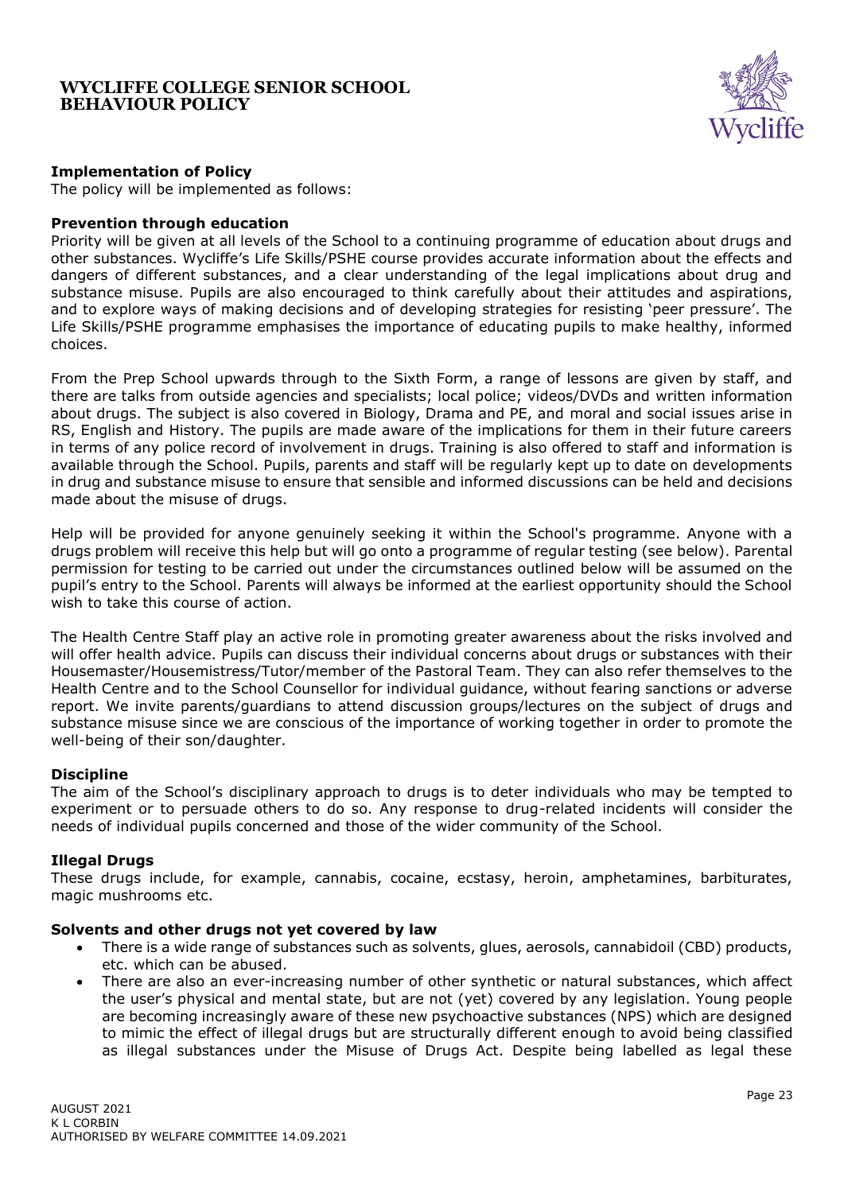### Implementation of Policy

The policy will be implemented as follows:

### Prevention through education

Priority will be given at all levels of the School to a continuing programme of education about drugs and other substances. Wycliffe's Life Skills/PSHE course provides accurate information about the effects and dangers of different substances, and a clear understanding of the legal implications about drug and substance misuse. Pupils are also encouraged to think carefully about their attitudes and aspirations, and to explore ways of making decisions and of developing strategies for resisting 'peer pressure'. The Life Skills/PSHE programme emphasises the importance of educating pupils to make healthy, informed choices.

From the Prep School upwards through to the Sixth Form, a range of lessons are given by staff, and there are talks from outside agencies and specialists; local police; videos/DVDs and written information about drugs. The subject is also covered in Biology, Drama and PE, and moral and social issues arise in RS, English and History. The pupils are made aware of the implications for them in their future careers in terms of any police record of involvement in drugs. Training is also offered to staff and information is available through the School. Pupils, parents and staff will be regularly kept up to date on developments in drug and substance misuse to ensure that sensible and informed discussions can be held and decisions made about the misuse of drugs.

Help will be provided for anyone genuinely seeking it within the School's programme. Anyone with a drugs problem will receive this help but will go onto a programme of regular testing (see below). Parental permission for testing to be carried out under the circumstances outlined below will be assumed on the pupil's entry to the School. Parents will always be informed at the earliest opportunity should the School wish to take this course of action.

The Health Centre Staff play an active role in promoting greater awareness about the risks involved and will offer health advice. Pupils can discuss their individual concerns about drugs or substances with their Housemaster/Housemistress/Tutor/member of the Pastoral Team. They can also refer themselves to the Health Centre and to the School Counsellor for individual guidance, without fearing sanctions or adverse report. We invite parents/guardians to attend discussion groups/lectures on the subject of drugs and substance misuse since we are conscious of the importance of working together in order to promote the well-being of their son/daughter.

### Discipline

The aim of the School's disciplinary approach to drugs is to deter individuals who may be tempted to experiment or to persuade others to do so. Any response to drug-related incidents will consider the needs of individual pupils concerned and those of the wider community of the School.

### Illegal Drugs

These drugs include, for example, cannabis, cocaine, ecstasy, heroin, amphetamines, barbiturates, magic mushrooms etc.

### Solvents and other drugs not yet covered by law

- There is a wide range of substances such as solvents, glues, aerosols, cannabidoil (CBD) products, etc. which can be abused.
- There are also an ever-increasing number of other synthetic or natural substances, which affect the user's physical and mental state, but are not (yet) covered by any legislation. Young people are becoming increasingly aware of these new psychoactive substances (NPS) which are designed to mimic the effect of illegal drugs but are structurally different enough to avoid being classified as illegal substances under the Misuse of Drugs Act. Despite being labelled as legal these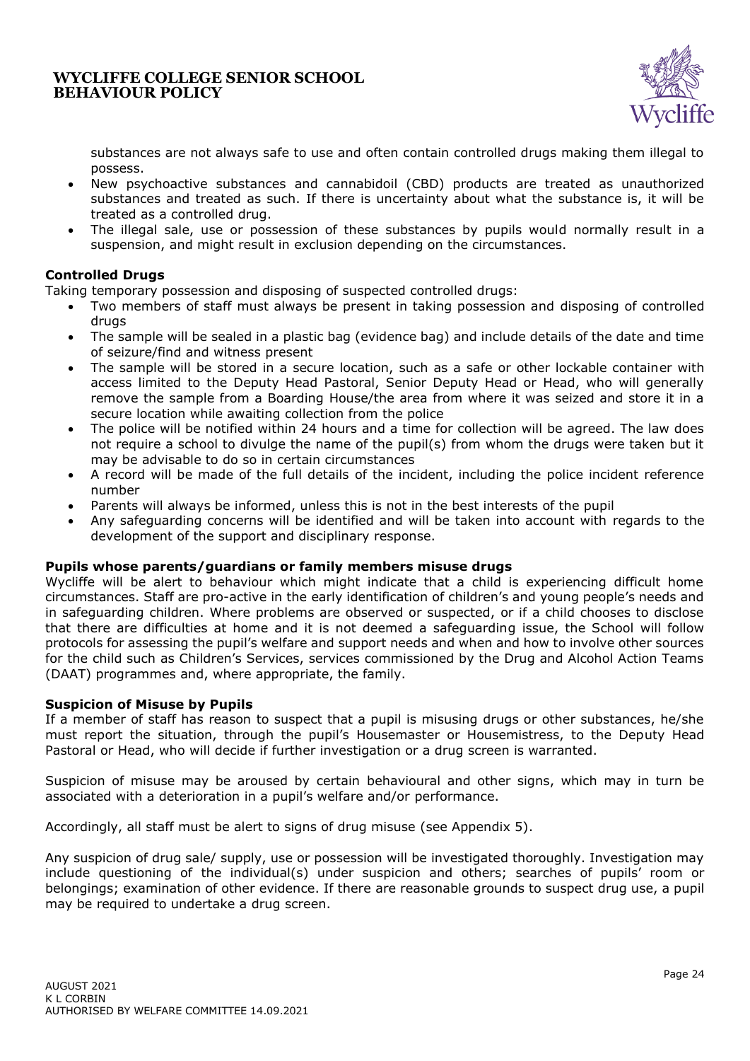substances are not always safe to use and often contain controlled drugs making them illegal to possess.

- New psychoactive substances and cannabidoil (CBD) products are treated as unauthorized substances and treated as such. If there is uncertainty about what the substance is, it will be treated as a controlled drug.
- The illegal sale, use or possession of these substances by pupils would normally result in a suspension, and might result in exclusion depending on the circumstances.

**Controlled Drugs**

Taking temporary possession and disposing of suspected controlled drugs:

- Two members of staff must always be present in taking possession and disposing of controlled drugs
- The sample will be sealed in a plastic bag (evidence bag) and include details of the date and time of seizure/find and witness present
- The sample will be stored in a secure location, such as a safe or other lockable container with access limited to the Deputy Head Pastoral, Senior Deputy Head or Head, who will generally remove the sample from a Boarding House/the area from where it was seized and store it in a secure location while awaiting collection from the police
- The police will be notified within 24 hours and a time for collection will be agreed. The law does not require a school to divulge the name of the pupil(s) from whom the drugs were taken but it may be advisable to do so in certain circumstances
- A record will be made of the full details of the incident, including the police incident reference number
- Parents will always be informed, unless this is not in the best interests of the pupil
- Any safeguarding concerns will be identified and will be taken into account with regards to the development of the support and disciplinary response.

**Pupils whose parents/guardians or family members misuse drugs**

Wycliffe will be alert to behaviour which might indicate that a child is experiencing difficult home circumstances. Staff are pro-active in the early identification of children's and young people's needs and in safeguarding children. Where problems are observed or suspected, or if a child chooses to disclose that there are difficulties at home and it is not deemed a safeguarding issue, the School will follow protocols for assessing the pupil's welfare and support needs and when and how to involve other sources for the child such as Children's Services, services commissioned by the Drug and Alcohol Action Teams (DAAT) programmes and, where appropriate, the family.

**Suspicion of Misuse by Pupils**

If a member of staff has reason to suspect that a pupil is misusing drugs or other substances, he/she must report the situation, through the pupil's Housemaster or Housemistress, to the Deputy Head Pastoral or Head, who will decide if further investigation or a drug screen is warranted.

Suspicion of misuse may be aroused by certain behavioural and other signs, which may in turn be associated with a deterioration in a pupil's welfare and/or performance.

Accordingly, all staff must be alert to signs of drug misuse (see Appendix 5).

Any suspicion of drug sale/ supply, use or possession will be investigated thoroughly. Investigation may include questioning of the individual(s) under suspicion and others; searches of pupils' room or belongings; examination of other evidence. If there are reasonable grounds to suspect drug use, a pupil may be required to undertake a drug screen.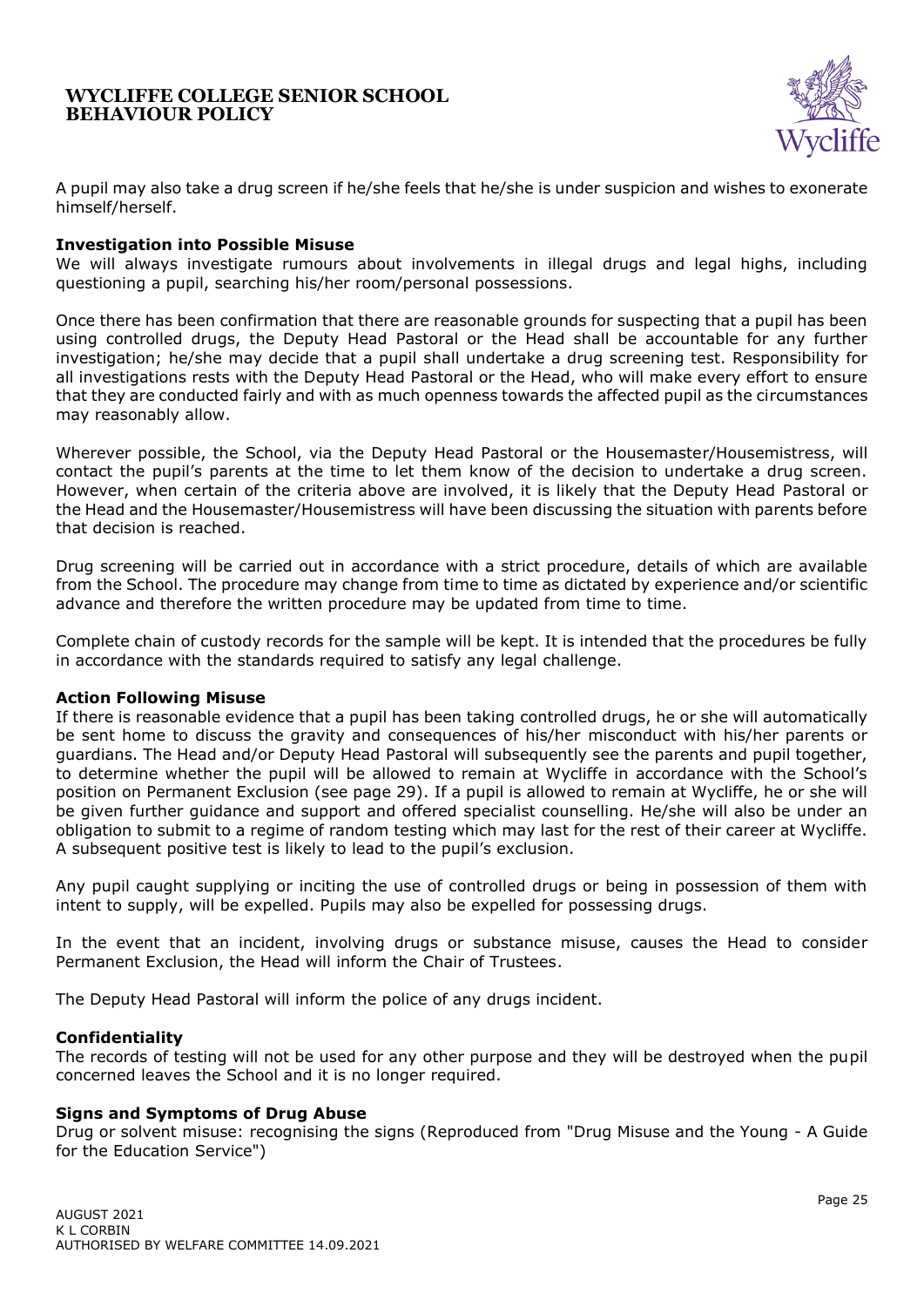A pupil may also take a drug screen if he/she feels that he/she is under suspicion and wishes to exonerate himself/herself.

**Investigation into Possible Misuse**

We will always investigate rumours about involvements in illegal drugs and legal highs, including questioning a pupil, searching his/her room/personal possessions.

Once there has been confirmation that there are reasonable grounds for suspecting that a pupil has been using controlled drugs, the Deputy Head Pastoral or the Head shall be accountable for any further investigation; he/she may decide that a pupil shall undertake a drug screening test. Responsibility for all investigations rests with the Deputy Head Pastoral or the Head, who will make every effort to ensure that they are conducted fairly and with as much openness towards the affected pupil as the circumstances may reasonably allow.

Wherever possible, the School, via the Deputy Head Pastoral or the Housemaster/Housemistress, will contact the pupil's parents at the time to let them know of the decision to undertake a drug screen. However, when certain of the criteria above are involved, it is likely that the Deputy Head Pastoral or the Head and the Housemaster/Housemistress will have been discussing the situation with parents before that decision is reached.

Drug screening will be carried out in accordance with a strict procedure, details of which are available from the School. The procedure may change from time to time as dictated by experience and/or scientific advance and therefore the written procedure may be updated from time to time.

Complete chain of custody records for the sample will be kept. It is intended that the procedures be fully in accordance with the standards required to satisfy any legal challenge.

**Action Following Misuse**

If there is reasonable evidence that a pupil has been taking controlled drugs, he or she will automatically be sent home to discuss the gravity and consequences of his/her misconduct with his/her parents or guardians. The Head and/or Deputy Head Pastoral will subsequently see the parents and pupil together, to determine whether the pupil will be allowed to remain at Wycliffe in accordance with the School's position on Permanent Exclusion (see page 29). If a pupil is allowed to remain at Wycliffe, he or she will be given further guidance and support and offered specialist counselling. He/she will also be under an obligation to submit to a regime of random testing which may last for the rest of their career at Wycliffe. A subsequent positive test is likely to lead to the pupil's exclusion.

Any pupil caught supplying or inciting the use of controlled drugs or being in possession of them with intent to supply, will be expelled. Pupils may also be expelled for possessing drugs.

In the event that an incident, involving drugs or substance misuse, causes the Head to consider Permanent Exclusion, the Head will inform the Chair of Trustees.

The Deputy Head Pastoral will inform the police of any drugs incident.

**Confidentiality**

The records of testing will not be used for any other purpose and they will be destroyed when the pupil concerned leaves the School and it is no longer required.

**Signs and Symptoms of Drug Abuse**

Drug or solvent misuse: recognising the signs (Reproduced from "Drug Misuse and the Young - A Guide for the Education Service")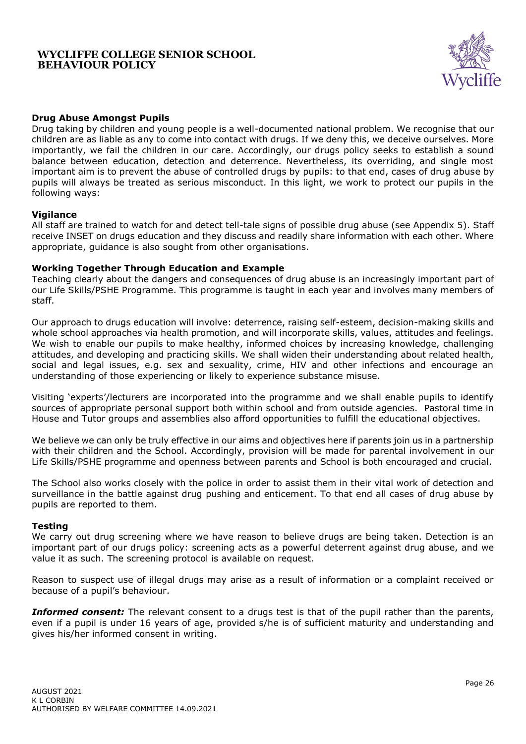### Drug Abuse Amongst Pupils

Drug taking by children and young people is a well-documented national problem. We recognise that our children are as liable as any to come into contact with drugs. If we deny this, we deceive ourselves. More importantly, we fail the children in our care. Accordingly, our drugs policy seeks to establish a sound balance between education, detection and deterrence. Nevertheless, its overriding, and single most important aim is to prevent the abuse of controlled drugs by pupils: to that end, cases of drug abuse by pupils will always be treated as serious misconduct. In this light, we work to protect our pupils in the following ways:

### Vigilance

All staff are trained to watch for and detect tell-tale signs of possible drug abuse (see Appendix 5). Staff receive INSET on drugs education and they discuss and readily share information with each other. Where appropriate, guidance is also sought from other organisations.

### Working Together Through Education and Example

Teaching clearly about the dangers and consequences of drug abuse is an increasingly important part of our Life Skills/PSHE Programme. This programme is taught in each year and involves many members of staff.

Our approach to drugs education will involve: deterrence, raising self-esteem, decision-making skills and whole school approaches via health promotion, and will incorporate skills, values, attitudes and feelings. We wish to enable our pupils to make healthy, informed choices by increasing knowledge, challenging attitudes, and developing and practicing skills. We shall widen their understanding about related health, social and legal issues, e.g. sex and sexuality, crime, HIV and other infections and encourage an understanding of those experiencing or likely to experience substance misuse.

Visiting 'experts'/lecturers are incorporated into the programme and we shall enable pupils to identify sources of appropriate personal support both within school and from outside agencies. Pastoral time in House and Tutor groups and assemblies also afford opportunities to fulfill the educational objectives.

We believe we can only be truly effective in our aims and objectives here if parents join us in a partnership with their children and the School. Accordingly, provision will be made for parental involvement in our Life Skills/PSHE programme and openness between parents and School is both encouraged and crucial.

The School also works closely with the police in order to assist them in their vital work of detection and surveillance in the battle against drug pushing and enticement. To that end all cases of drug abuse by pupils are reported to them.

### Testing

We carry out drug screening where we have reason to believe drugs are being taken. Detection is an important part of our drugs policy: screening acts as a powerful deterrent against drug abuse, and we value it as such. The screening protocol is available on request.

Reason to suspect use of illegal drugs may arise as a result of information or a complaint received or because of a pupil's behaviour.

***Informed consent:*** The relevant consent to a drugs test is that of the pupil rather than the parents, even if a pupil is under 16 years of age, provided s/he is of sufficient maturity and understanding and gives his/her informed consent in writing.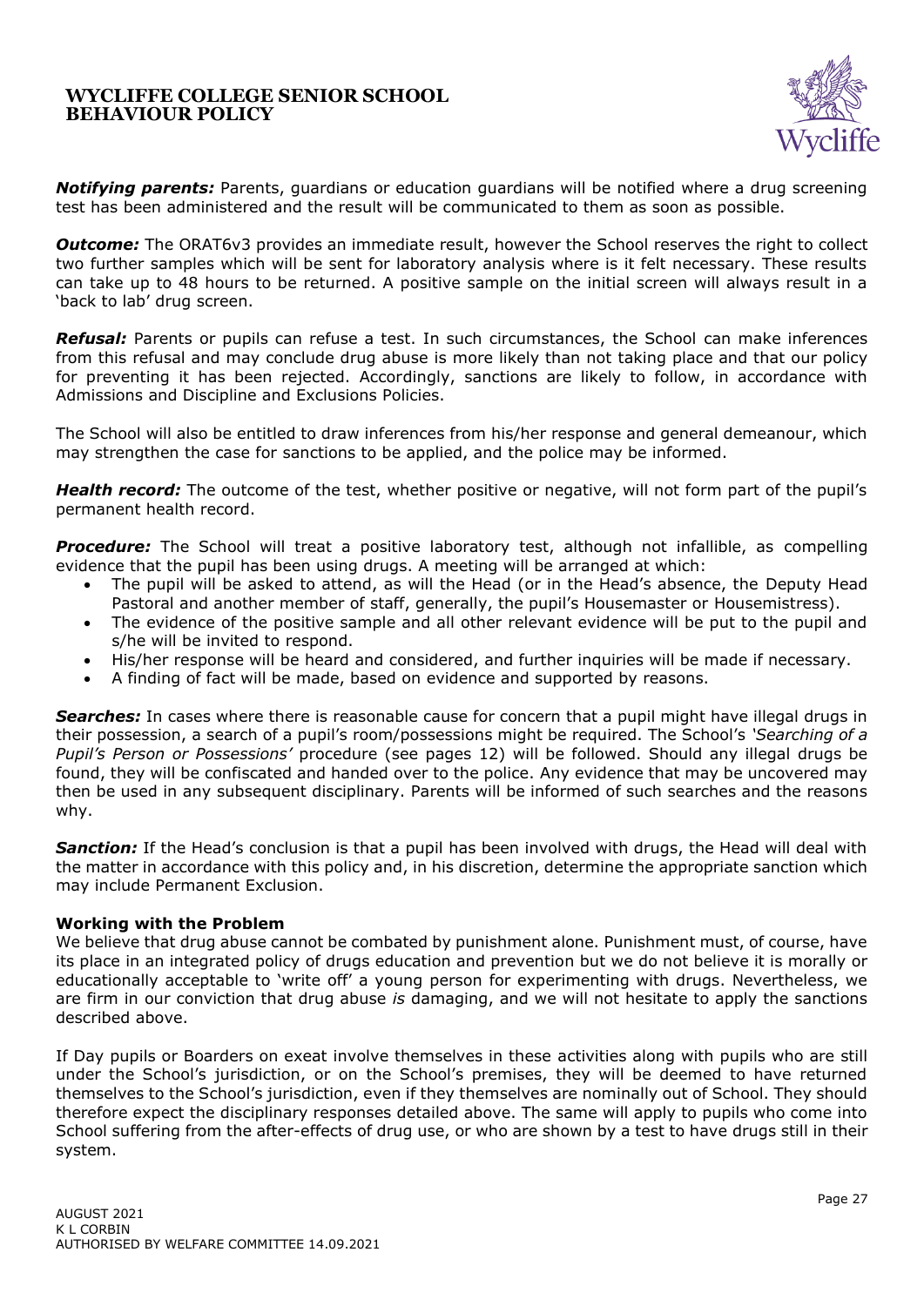***Notifying parents:*** Parents, guardians or education guardians will be notified where a drug screening test has been administered and the result will be communicated to them as soon as possible.

***Outcome:*** The ORAT6v3 provides an immediate result, however the School reserves the right to collect two further samples which will be sent for laboratory analysis where is it felt necessary. These results can take up to 48 hours to be returned. A positive sample on the initial screen will always result in a 'back to lab' drug screen.

***Refusal:*** Parents or pupils can refuse a test. In such circumstances, the School can make inferences from this refusal and may conclude drug abuse is more likely than not taking place and that our policy for preventing it has been rejected. Accordingly, sanctions are likely to follow, in accordance with Admissions and Discipline and Exclusions Policies.

The School will also be entitled to draw inferences from his/her response and general demeanour, which may strengthen the case for sanctions to be applied, and the police may be informed.

***Health record:*** The outcome of the test, whether positive or negative, will not form part of the pupil's permanent health record.

***Procedure:*** The School will treat a positive laboratory test, although not infallible, as compelling evidence that the pupil has been using drugs. A meeting will be arranged at which:

- The pupil will be asked to attend, as will the Head (or in the Head's absence, the Deputy Head Pastoral and another member of staff, generally, the pupil's Housemaster or Housemistress).
- The evidence of the positive sample and all other relevant evidence will be put to the pupil and s/he will be invited to respond.
- His/her response will be heard and considered, and further inquiries will be made if necessary.
- A finding of fact will be made, based on evidence and supported by reasons.

***Searches:*** In cases where there is reasonable cause for concern that a pupil might have illegal drugs in their possession, a search of a pupil's room/possessions might be required. The School's *'Searching of a Pupil's Person or Possessions'* procedure (see pages 12) will be followed. Should any illegal drugs be found, they will be confiscated and handed over to the police. Any evidence that may be uncovered may then be used in any subsequent disciplinary. Parents will be informed of such searches and the reasons why.

***Sanction:*** If the Head's conclusion is that a pupil has been involved with drugs, the Head will deal with the matter in accordance with this policy and, in his discretion, determine the appropriate sanction which may include Permanent Exclusion.

**Working with the Problem**

We believe that drug abuse cannot be combated by punishment alone. Punishment must, of course, have its place in an integrated policy of drugs education and prevention but we do not believe it is morally or educationally acceptable to 'write off' a young person for experimenting with drugs. Nevertheless, we are firm in our conviction that drug abuse *is* damaging, and we will not hesitate to apply the sanctions described above.

If Day pupils or Boarders on exeat involve themselves in these activities along with pupils who are still under the School's jurisdiction, or on the School's premises, they will be deemed to have returned themselves to the School's jurisdiction, even if they themselves are nominally out of School. They should therefore expect the disciplinary responses detailed above. The same will apply to pupils who come into School suffering from the after-effects of drug use, or who are shown by a test to have drugs still in their system.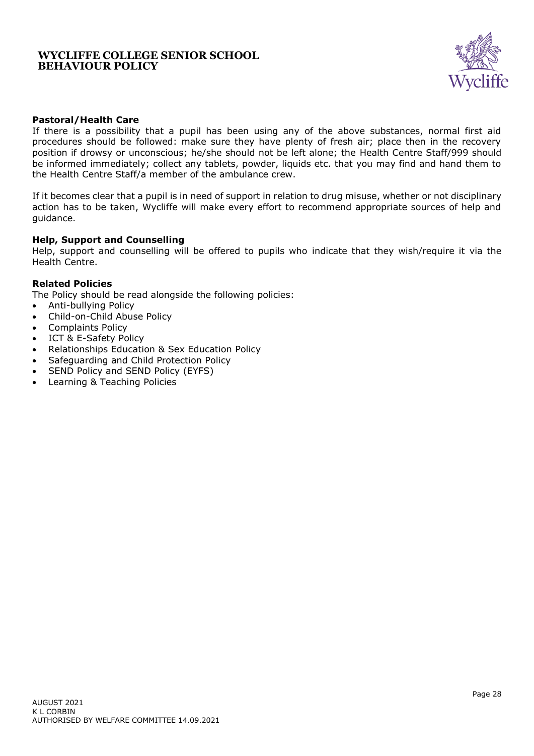**Pastoral/Health Care**

If there is a possibility that a pupil has been using any of the above substances, normal first aid procedures should be followed: make sure they have plenty of fresh air; place then in the recovery position if drowsy or unconscious; he/she should not be left alone; the Health Centre Staff/999 should be informed immediately; collect any tablets, powder, liquids etc. that you may find and hand them to the Health Centre Staff/a member of the ambulance crew.

If it becomes clear that a pupil is in need of support in relation to drug misuse, whether or not disciplinary action has to be taken, Wycliffe will make every effort to recommend appropriate sources of help and guidance.

**Help, Support and Counselling**

Help, support and counselling will be offered to pupils who indicate that they wish/require it via the Health Centre.

**Related Policies**

The Policy should be read alongside the following policies:

- Anti-bullying Policy
- Child-on-Child Abuse Policy
- Complaints Policy
- ICT & E-Safety Policy
- Relationships Education & Sex Education Policy
- Safeguarding and Child Protection Policy
- SEND Policy and SEND Policy (EYFS)
- Learning & Teaching Policies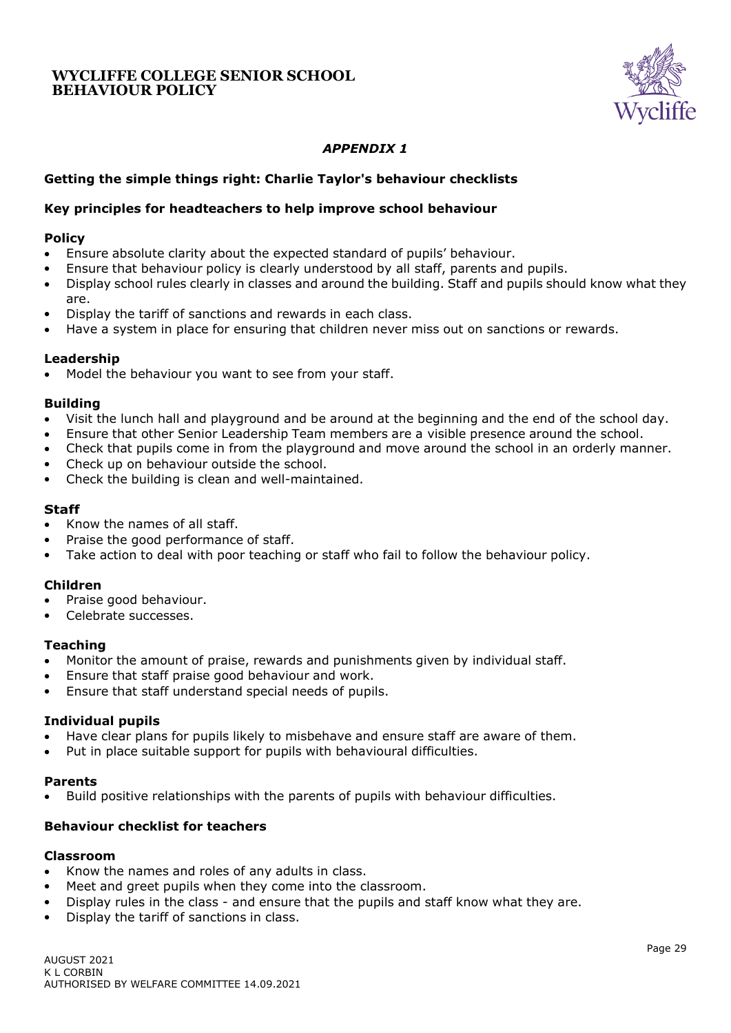*APPENDIX 1*

**Getting the simple things right: Charlie Taylor's behaviour checklists**

**Key principles for headteachers to help improve school behaviour**

**Policy**

- Ensure absolute clarity about the expected standard of pupils' behaviour.
- Ensure that behaviour policy is clearly understood by all staff, parents and pupils.
- Display school rules clearly in classes and around the building. Staff and pupils should know what they are.
- Display the tariff of sanctions and rewards in each class.
- Have a system in place for ensuring that children never miss out on sanctions or rewards.

**Leadership**

- Model the behaviour you want to see from your staff.

**Building**

- Visit the lunch hall and playground and be around at the beginning and the end of the school day.
- Ensure that other Senior Leadership Team members are a visible presence around the school.
- Check that pupils come in from the playground and move around the school in an orderly manner.
- Check up on behaviour outside the school.
- Check the building is clean and well-maintained.

**Staff**

- Know the names of all staff.
- Praise the good performance of staff.
- Take action to deal with poor teaching or staff who fail to follow the behaviour policy.

**Children**

- Praise good behaviour.
- Celebrate successes.

**Teaching**

- Monitor the amount of praise, rewards and punishments given by individual staff.
- Ensure that staff praise good behaviour and work.
- Ensure that staff understand special needs of pupils.

**Individual pupils**

- Have clear plans for pupils likely to misbehave and ensure staff are aware of them.
- Put in place suitable support for pupils with behavioural difficulties.

**Parents**

- Build positive relationships with the parents of pupils with behaviour difficulties.

**Behaviour checklist for teachers**

**Classroom**

- Know the names and roles of any adults in class.
- Meet and greet pupils when they come into the classroom.
- Display rules in the class - and ensure that the pupils and staff know what they are.
- Display the tariff of sanctions in class.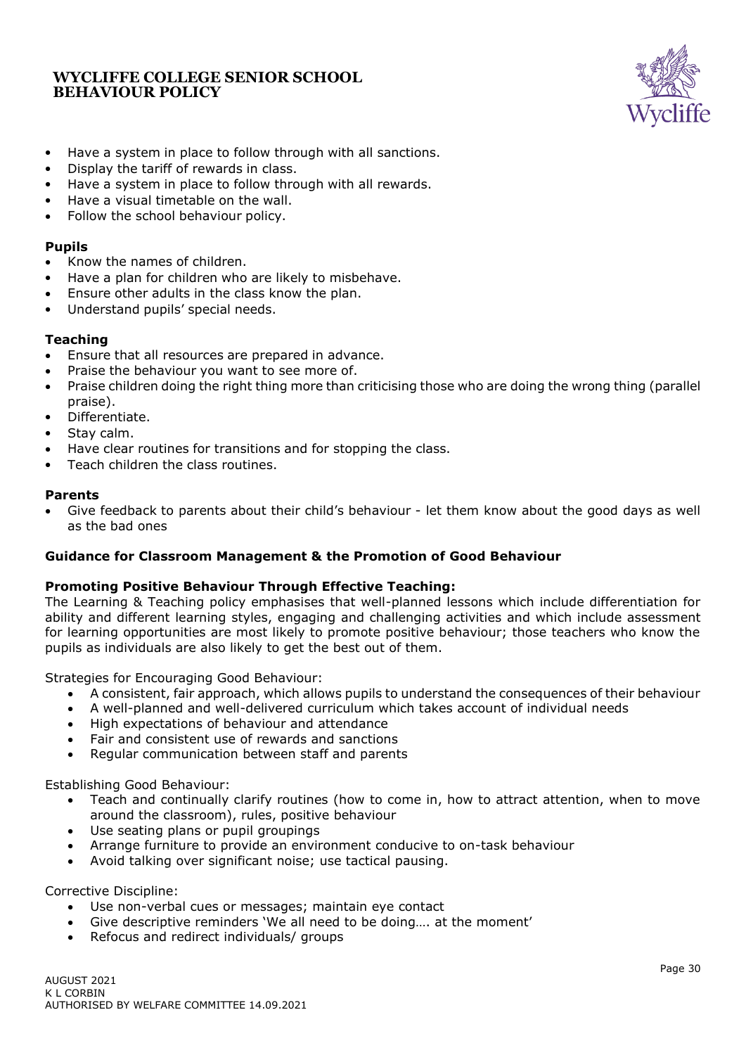- Have a system in place to follow through with all sanctions.
- Display the tariff of rewards in class.
- Have a system in place to follow through with all rewards.
- Have a visual timetable on the wall.
- Follow the school behaviour policy.

**Pupils**

- Know the names of children.
- Have a plan for children who are likely to misbehave.
- Ensure other adults in the class know the plan.
- Understand pupils' special needs.

**Teaching**

- Ensure that all resources are prepared in advance.
- Praise the behaviour you want to see more of.
- Praise children doing the right thing more than criticising those who are doing the wrong thing (parallel praise).
- Differentiate.
- Stay calm.
- Have clear routines for transitions and for stopping the class.
- Teach children the class routines.

**Parents**

- Give feedback to parents about their child's behaviour - let them know about the good days as well as the bad ones

**Guidance for Classroom Management & the Promotion of Good Behaviour**

**Promoting Positive Behaviour Through Effective Teaching:**

The Learning & Teaching policy emphasises that well-planned lessons which include differentiation for ability and different learning styles, engaging and challenging activities and which include assessment for learning opportunities are most likely to promote positive behaviour; those teachers who know the pupils as individuals are also likely to get the best out of them.

Strategies for Encouraging Good Behaviour:

- A consistent, fair approach, which allows pupils to understand the consequences of their behaviour
- A well-planned and well-delivered curriculum which takes account of individual needs
- High expectations of behaviour and attendance
- Fair and consistent use of rewards and sanctions
- Regular communication between staff and parents

Establishing Good Behaviour:

- Teach and continually clarify routines (how to come in, how to attract attention, when to move around the classroom), rules, positive behaviour
- Use seating plans or pupil groupings
- Arrange furniture to provide an environment conducive to on-task behaviour
- Avoid talking over significant noise; use tactical pausing.

Corrective Discipline:

- Use non-verbal cues or messages; maintain eye contact
- Give descriptive reminders 'We all need to be doing…. at the moment'
- Refocus and redirect individuals/ groups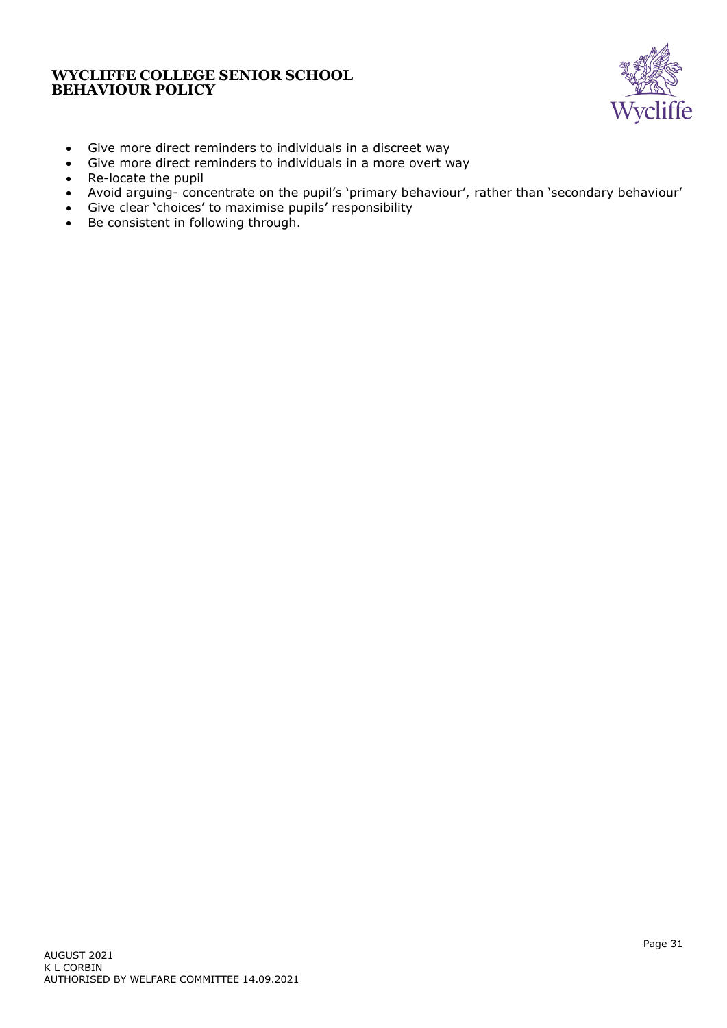- Give more direct reminders to individuals in a discreet way
- Give more direct reminders to individuals in a more overt way
- Re-locate the pupil
- Avoid arguing- concentrate on the pupil's 'primary behaviour', rather than 'secondary behaviour'
- Give clear 'choices' to maximise pupils' responsibility
- Be consistent in following through.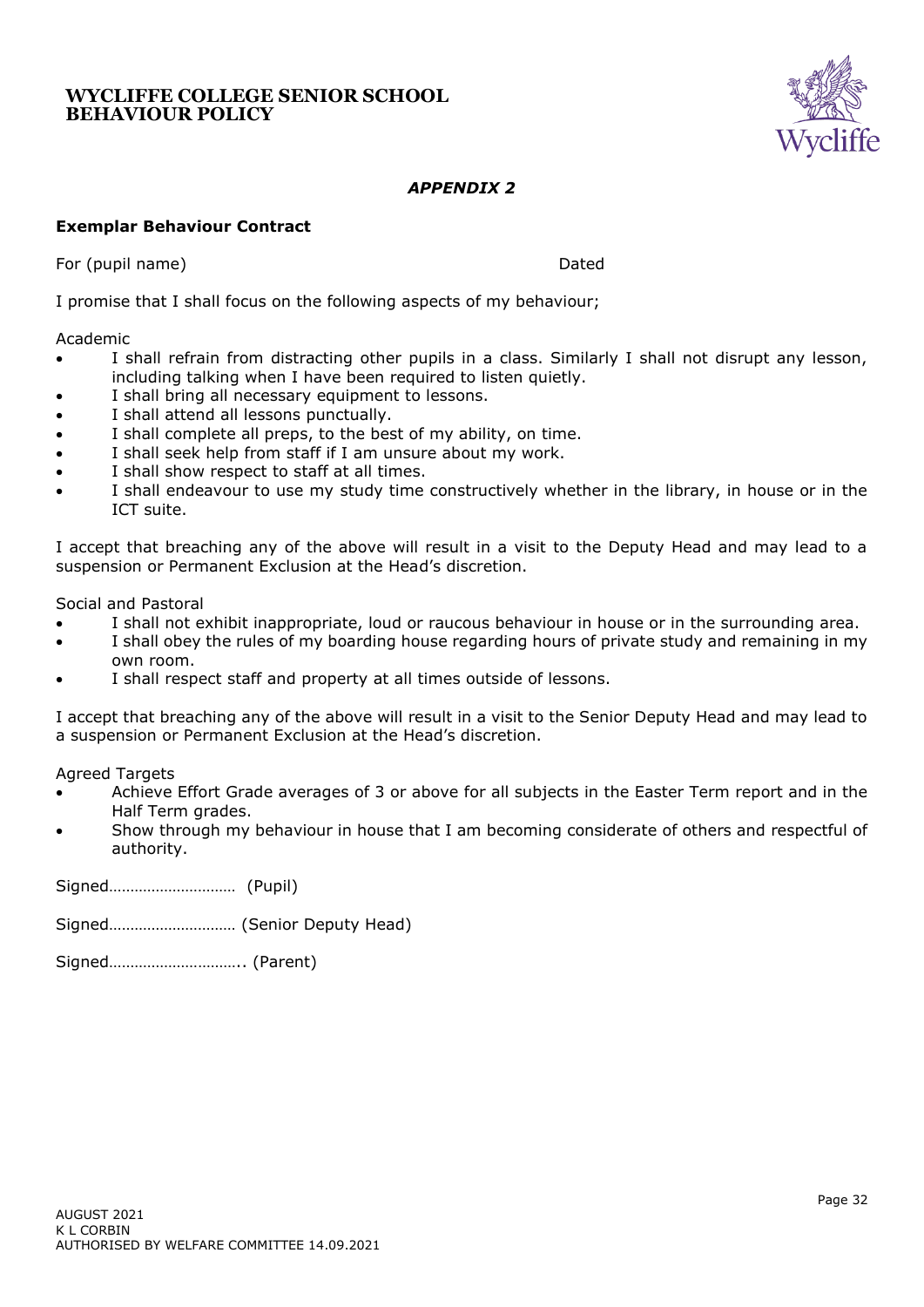## *APPENDIX 2*

**Exemplar Behaviour Contract**

For (pupil name) Dated

I promise that I shall focus on the following aspects of my behaviour;

Academic

- I shall refrain from distracting other pupils in a class. Similarly I shall not disrupt any lesson, including talking when I have been required to listen quietly.
- I shall bring all necessary equipment to lessons.
- I shall attend all lessons punctually.
- I shall complete all preps, to the best of my ability, on time.
- I shall seek help from staff if I am unsure about my work.
- I shall show respect to staff at all times.
- I shall endeavour to use my study time constructively whether in the library, in house or in the ICT suite.

I accept that breaching any of the above will result in a visit to the Deputy Head and may lead to a suspension or Permanent Exclusion at the Head's discretion.

Social and Pastoral

- I shall not exhibit inappropriate, loud or raucous behaviour in house or in the surrounding area.
- I shall obey the rules of my boarding house regarding hours of private study and remaining in my own room.
- I shall respect staff and property at all times outside of lessons.

I accept that breaching any of the above will result in a visit to the Senior Deputy Head and may lead to a suspension or Permanent Exclusion at the Head's discretion.

Agreed Targets

- Achieve Effort Grade averages of 3 or above for all subjects in the Easter Term report and in the Half Term grades.
- Show through my behaviour in house that I am becoming considerate of others and respectful of authority.

Signed………………………… (Pupil)

Signed………………………… (Senior Deputy Head)

Signed………………………….. (Parent)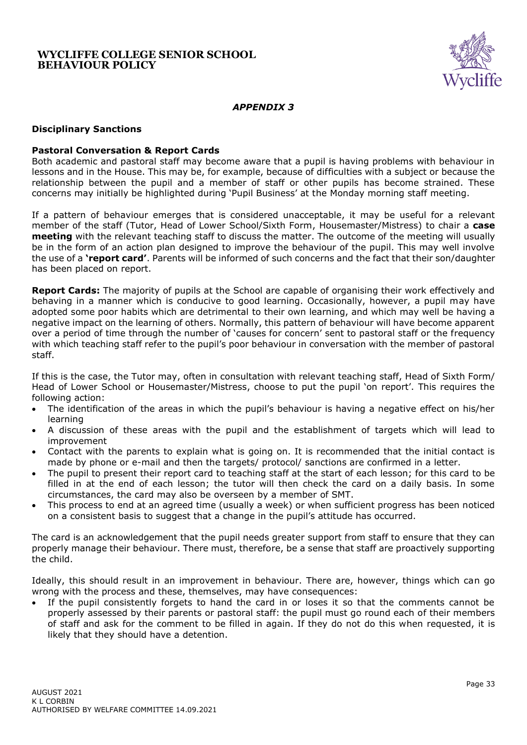*APPENDIX 3*

**Disciplinary Sanctions**

**Pastoral Conversation & Report Cards**

Both academic and pastoral staff may become aware that a pupil is having problems with behaviour in lessons and in the House. This may be, for example, because of difficulties with a subject or because the relationship between the pupil and a member of staff or other pupils has become strained. These concerns may initially be highlighted during 'Pupil Business' at the Monday morning staff meeting.

If a pattern of behaviour emerges that is considered unacceptable, it may be useful for a relevant member of the staff (Tutor, Head of Lower School/Sixth Form, Housemaster/Mistress) to chair a **case meeting** with the relevant teaching staff to discuss the matter. The outcome of the meeting will usually be in the form of an action plan designed to improve the behaviour of the pupil. This may well involve the use of a **'report card'**. Parents will be informed of such concerns and the fact that their son/daughter has been placed on report.

**Report Cards:** The majority of pupils at the School are capable of organising their work effectively and behaving in a manner which is conducive to good learning. Occasionally, however, a pupil may have adopted some poor habits which are detrimental to their own learning, and which may well be having a negative impact on the learning of others. Normally, this pattern of behaviour will have become apparent over a period of time through the number of 'causes for concern' sent to pastoral staff or the frequency with which teaching staff refer to the pupil's poor behaviour in conversation with the member of pastoral staff.

If this is the case, the Tutor may, often in consultation with relevant teaching staff, Head of Sixth Form/ Head of Lower School or Housemaster/Mistress, choose to put the pupil 'on report'. This requires the following action:

- The identification of the areas in which the pupil's behaviour is having a negative effect on his/her learning
- A discussion of these areas with the pupil and the establishment of targets which will lead to improvement
- Contact with the parents to explain what is going on. It is recommended that the initial contact is made by phone or e-mail and then the targets/ protocol/ sanctions are confirmed in a letter.
- The pupil to present their report card to teaching staff at the start of each lesson; for this card to be filled in at the end of each lesson; the tutor will then check the card on a daily basis. In some circumstances, the card may also be overseen by a member of SMT.
- This process to end at an agreed time (usually a week) or when sufficient progress has been noticed on a consistent basis to suggest that a change in the pupil's attitude has occurred.

The card is an acknowledgement that the pupil needs greater support from staff to ensure that they can properly manage their behaviour. There must, therefore, be a sense that staff are proactively supporting the child.

Ideally, this should result in an improvement in behaviour. There are, however, things which can go wrong with the process and these, themselves, may have consequences:

- If the pupil consistently forgets to hand the card in or loses it so that the comments cannot be properly assessed by their parents or pastoral staff: the pupil must go round each of their members of staff and ask for the comment to be filled in again. If they do not do this when requested, it is likely that they should have a detention.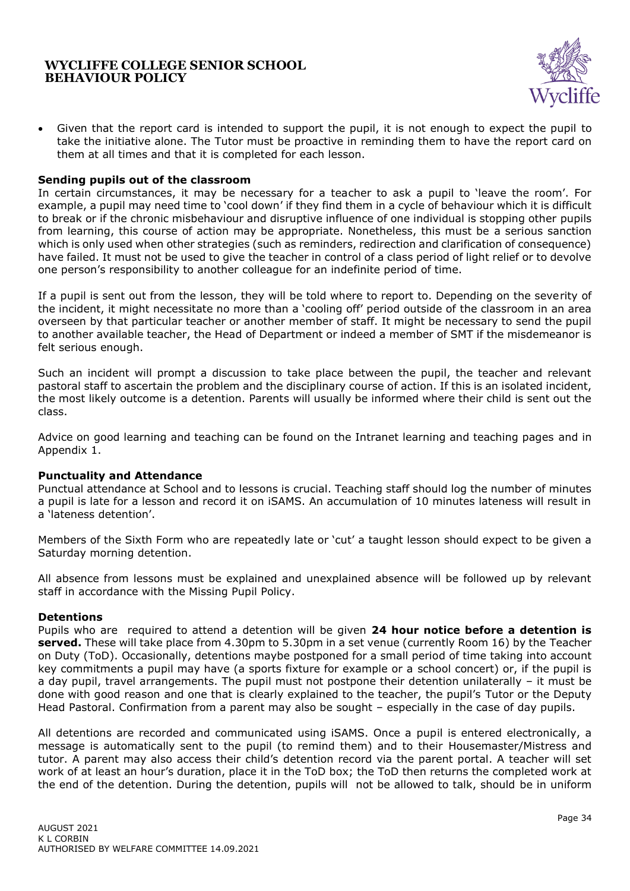- Given that the report card is intended to support the pupil, it is not enough to expect the pupil to take the initiative alone. The Tutor must be proactive in reminding them to have the report card on them at all times and that it is completed for each lesson.

**Sending pupils out of the classroom**

In certain circumstances, it may be necessary for a teacher to ask a pupil to 'leave the room'. For example, a pupil may need time to 'cool down' if they find them in a cycle of behaviour which it is difficult to break or if the chronic misbehaviour and disruptive influence of one individual is stopping other pupils from learning, this course of action may be appropriate. Nonetheless, this must be a serious sanction which is only used when other strategies (such as reminders, redirection and clarification of consequence) have failed. It must not be used to give the teacher in control of a class period of light relief or to devolve one person's responsibility to another colleague for an indefinite period of time.

If a pupil is sent out from the lesson, they will be told where to report to. Depending on the severity of the incident, it might necessitate no more than a 'cooling off' period outside of the classroom in an area overseen by that particular teacher or another member of staff. It might be necessary to send the pupil to another available teacher, the Head of Department or indeed a member of SMT if the misdemeanor is felt serious enough.

Such an incident will prompt a discussion to take place between the pupil, the teacher and relevant pastoral staff to ascertain the problem and the disciplinary course of action. If this is an isolated incident, the most likely outcome is a detention. Parents will usually be informed where their child is sent out the class.

Advice on good learning and teaching can be found on the Intranet learning and teaching pages and in Appendix 1.

**Punctuality and Attendance**

Punctual attendance at School and to lessons is crucial. Teaching staff should log the number of minutes a pupil is late for a lesson and record it on iSAMS. An accumulation of 10 minutes lateness will result in a 'lateness detention'.

Members of the Sixth Form who are repeatedly late or 'cut' a taught lesson should expect to be given a Saturday morning detention.

All absence from lessons must be explained and unexplained absence will be followed up by relevant staff in accordance with the Missing Pupil Policy.

**Detentions**

Pupils who are required to attend a detention will be given **24 hour notice before a detention is served.** These will take place from 4.30pm to 5.30pm in a set venue (currently Room 16) by the Teacher on Duty (ToD). Occasionally, detentions maybe postponed for a small period of time taking into account key commitments a pupil may have (a sports fixture for example or a school concert) or, if the pupil is a day pupil, travel arrangements. The pupil must not postpone their detention unilaterally – it must be done with good reason and one that is clearly explained to the teacher, the pupil's Tutor or the Deputy Head Pastoral. Confirmation from a parent may also be sought – especially in the case of day pupils.

All detentions are recorded and communicated using iSAMS. Once a pupil is entered electronically, a message is automatically sent to the pupil (to remind them) and to their Housemaster/Mistress and tutor. A parent may also access their child's detention record via the parent portal. A teacher will set work of at least an hour's duration, place it in the ToD box; the ToD then returns the completed work at the end of the detention. During the detention, pupils will not be allowed to talk, should be in uniform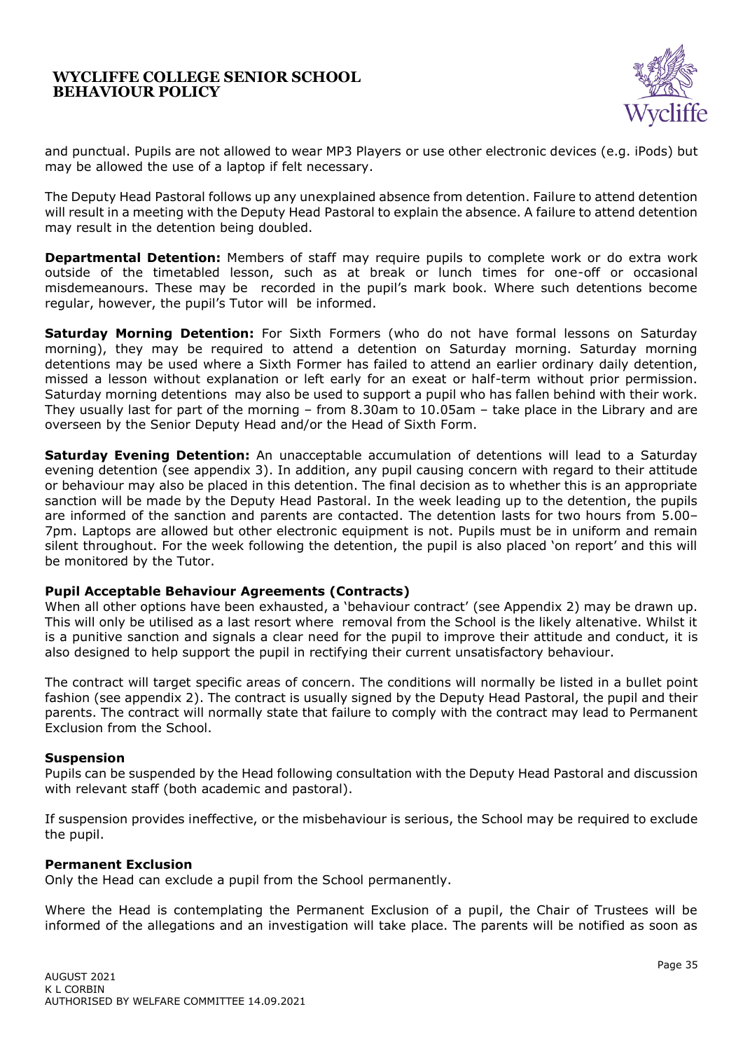and punctual. Pupils are not allowed to wear MP3 Players or use other electronic devices (e.g. iPods) but may be allowed the use of a laptop if felt necessary.

The Deputy Head Pastoral follows up any unexplained absence from detention. Failure to attend detention will result in a meeting with the Deputy Head Pastoral to explain the absence. A failure to attend detention may result in the detention being doubled.

**Departmental Detention:** Members of staff may require pupils to complete work or do extra work outside of the timetabled lesson, such as at break or lunch times for one-off or occasional misdemeanours. These may be recorded in the pupil's mark book. Where such detentions become regular, however, the pupil's Tutor will be informed.

**Saturday Morning Detention:** For Sixth Formers (who do not have formal lessons on Saturday morning), they may be required to attend a detention on Saturday morning. Saturday morning detentions may be used where a Sixth Former has failed to attend an earlier ordinary daily detention, missed a lesson without explanation or left early for an exeat or half-term without prior permission. Saturday morning detentions may also be used to support a pupil who has fallen behind with their work. They usually last for part of the morning – from 8.30am to 10.05am – take place in the Library and are overseen by the Senior Deputy Head and/or the Head of Sixth Form.

**Saturday Evening Detention:** An unacceptable accumulation of detentions will lead to a Saturday evening detention (see appendix 3). In addition, any pupil causing concern with regard to their attitude or behaviour may also be placed in this detention. The final decision as to whether this is an appropriate sanction will be made by the Deputy Head Pastoral. In the week leading up to the detention, the pupils are informed of the sanction and parents are contacted. The detention lasts for two hours from 5.00–7pm. Laptops are allowed but other electronic equipment is not. Pupils must be in uniform and remain silent throughout. For the week following the detention, the pupil is also placed 'on report' and this will be monitored by the Tutor.

**Pupil Acceptable Behaviour Agreements (Contracts)**

When all other options have been exhausted, a 'behaviour contract' (see Appendix 2) may be drawn up. This will only be utilised as a last resort where removal from the School is the likely altenative. Whilst it is a punitive sanction and signals a clear need for the pupil to improve their attitude and conduct, it is also designed to help support the pupil in rectifying their current unsatisfactory behaviour.

The contract will target specific areas of concern. The conditions will normally be listed in a bullet point fashion (see appendix 2). The contract is usually signed by the Deputy Head Pastoral, the pupil and their parents. The contract will normally state that failure to comply with the contract may lead to Permanent Exclusion from the School.

**Suspension**

Pupils can be suspended by the Head following consultation with the Deputy Head Pastoral and discussion with relevant staff (both academic and pastoral).

If suspension provides ineffective, or the misbehaviour is serious, the School may be required to exclude the pupil.

**Permanent Exclusion**

Only the Head can exclude a pupil from the School permanently.

Where the Head is contemplating the Permanent Exclusion of a pupil, the Chair of Trustees will be informed of the allegations and an investigation will take place. The parents will be notified as soon as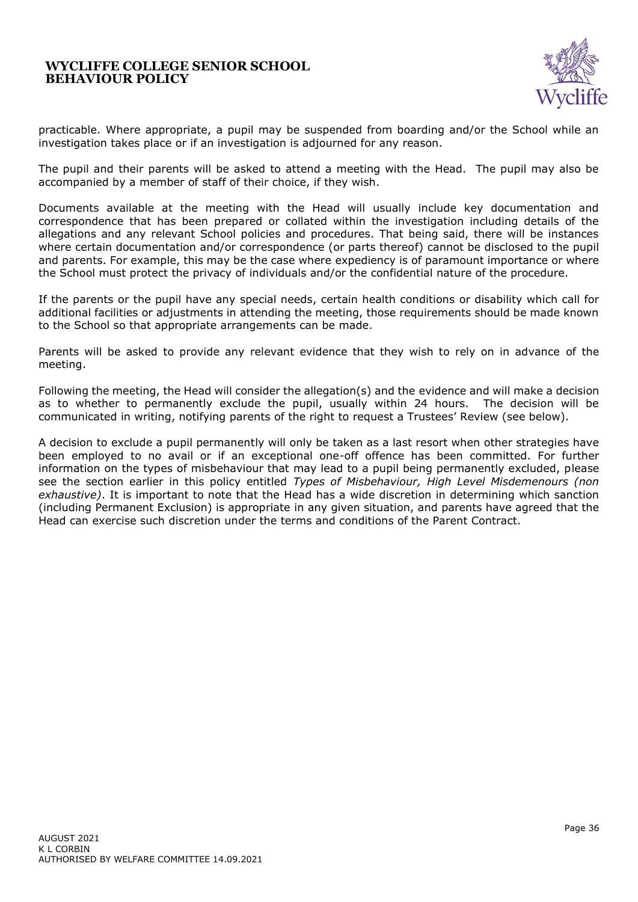practicable. Where appropriate, a pupil may be suspended from boarding and/or the School while an investigation takes place or if an investigation is adjourned for any reason.

The pupil and their parents will be asked to attend a meeting with the Head. The pupil may also be accompanied by a member of staff of their choice, if they wish.

Documents available at the meeting with the Head will usually include key documentation and correspondence that has been prepared or collated within the investigation including details of the allegations and any relevant School policies and procedures. That being said, there will be instances where certain documentation and/or correspondence (or parts thereof) cannot be disclosed to the pupil and parents. For example, this may be the case where expediency is of paramount importance or where the School must protect the privacy of individuals and/or the confidential nature of the procedure.

If the parents or the pupil have any special needs, certain health conditions or disability which call for additional facilities or adjustments in attending the meeting, those requirements should be made known to the School so that appropriate arrangements can be made.

Parents will be asked to provide any relevant evidence that they wish to rely on in advance of the meeting.

Following the meeting, the Head will consider the allegation(s) and the evidence and will make a decision as to whether to permanently exclude the pupil, usually within 24 hours. The decision will be communicated in writing, notifying parents of the right to request a Trustees' Review (see below).

A decision to exclude a pupil permanently will only be taken as a last resort when other strategies have been employed to no avail or if an exceptional one-off offence has been committed. For further information on the types of misbehaviour that may lead to a pupil being permanently excluded, please see the section earlier in this policy entitled *Types of Misbehaviour, High Level Misdemenours (non exhaustive)*. It is important to note that the Head has a wide discretion in determining which sanction (including Permanent Exclusion) is appropriate in any given situation, and parents have agreed that the Head can exercise such discretion under the terms and conditions of the Parent Contract.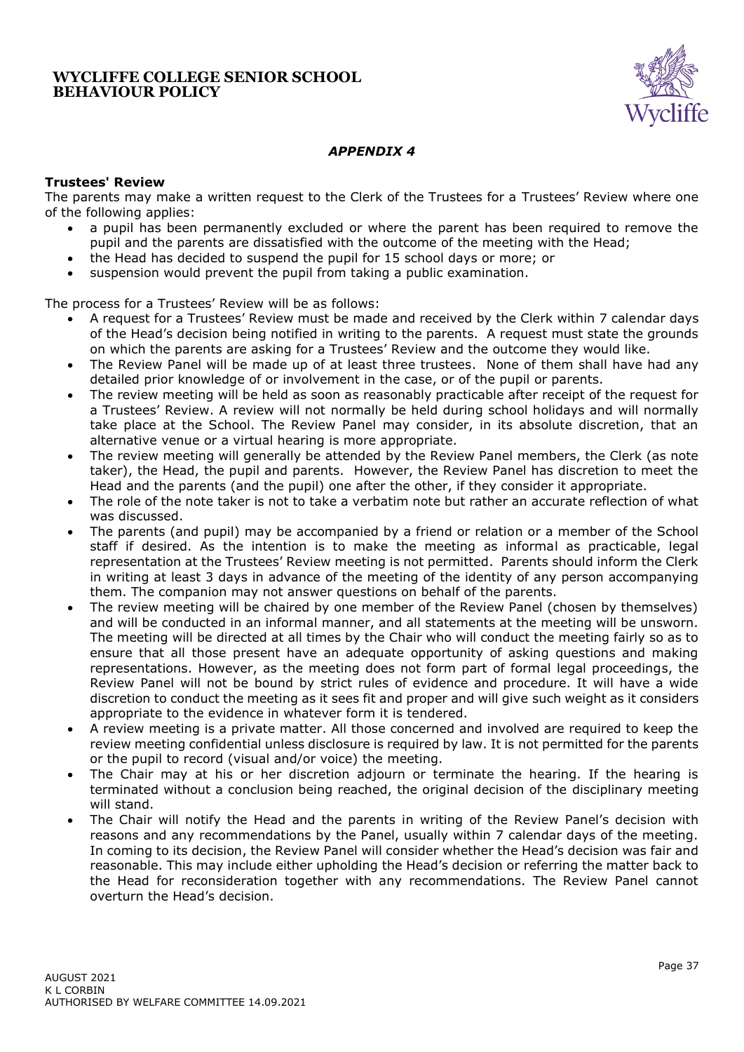*APPENDIX 4*

**Trustees' Review**

The parents may make a written request to the Clerk of the Trustees for a Trustees' Review where one of the following applies:

- a pupil has been permanently excluded or where the parent has been required to remove the pupil and the parents are dissatisfied with the outcome of the meeting with the Head;
- the Head has decided to suspend the pupil for 15 school days or more; or
- suspension would prevent the pupil from taking a public examination.

The process for a Trustees' Review will be as follows:

- A request for a Trustees' Review must be made and received by the Clerk within 7 calendar days of the Head's decision being notified in writing to the parents. A request must state the grounds on which the parents are asking for a Trustees' Review and the outcome they would like.
- The Review Panel will be made up of at least three trustees. None of them shall have had any detailed prior knowledge of or involvement in the case, or of the pupil or parents.
- The review meeting will be held as soon as reasonably practicable after receipt of the request for a Trustees' Review. A review will not normally be held during school holidays and will normally take place at the School. The Review Panel may consider, in its absolute discretion, that an alternative venue or a virtual hearing is more appropriate.
- The review meeting will generally be attended by the Review Panel members, the Clerk (as note taker), the Head, the pupil and parents. However, the Review Panel has discretion to meet the Head and the parents (and the pupil) one after the other, if they consider it appropriate.
- The role of the note taker is not to take a verbatim note but rather an accurate reflection of what was discussed.
- The parents (and pupil) may be accompanied by a friend or relation or a member of the School staff if desired. As the intention is to make the meeting as informal as practicable, legal representation at the Trustees' Review meeting is not permitted. Parents should inform the Clerk in writing at least 3 days in advance of the meeting of the identity of any person accompanying them. The companion may not answer questions on behalf of the parents.
- The review meeting will be chaired by one member of the Review Panel (chosen by themselves) and will be conducted in an informal manner, and all statements at the meeting will be unsworn. The meeting will be directed at all times by the Chair who will conduct the meeting fairly so as to ensure that all those present have an adequate opportunity of asking questions and making representations. However, as the meeting does not form part of formal legal proceedings, the Review Panel will not be bound by strict rules of evidence and procedure. It will have a wide discretion to conduct the meeting as it sees fit and proper and will give such weight as it considers appropriate to the evidence in whatever form it is tendered.
- A review meeting is a private matter. All those concerned and involved are required to keep the review meeting confidential unless disclosure is required by law. It is not permitted for the parents or the pupil to record (visual and/or voice) the meeting.
- The Chair may at his or her discretion adjourn or terminate the hearing. If the hearing is terminated without a conclusion being reached, the original decision of the disciplinary meeting will stand.
- The Chair will notify the Head and the parents in writing of the Review Panel's decision with reasons and any recommendations by the Panel, usually within 7 calendar days of the meeting. In coming to its decision, the Review Panel will consider whether the Head's decision was fair and reasonable. This may include either upholding the Head's decision or referring the matter back to the Head for reconsideration together with any recommendations. The Review Panel cannot overturn the Head's decision.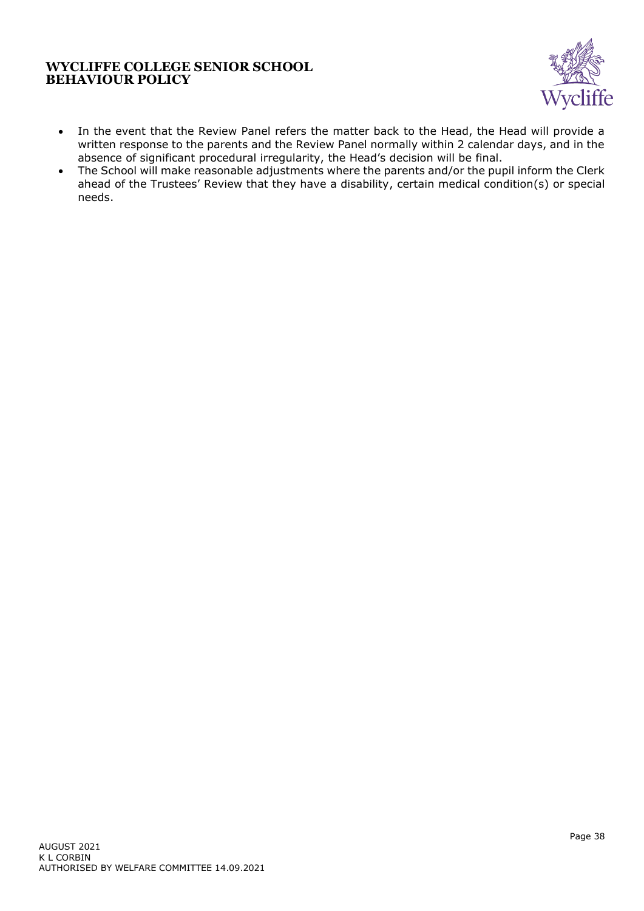- In the event that the Review Panel refers the matter back to the Head, the Head will provide a written response to the parents and the Review Panel normally within 2 calendar days, and in the absence of significant procedural irregularity, the Head's decision will be final.
- The School will make reasonable adjustments where the parents and/or the pupil inform the Clerk ahead of the Trustees' Review that they have a disability, certain medical condition(s) or special needs.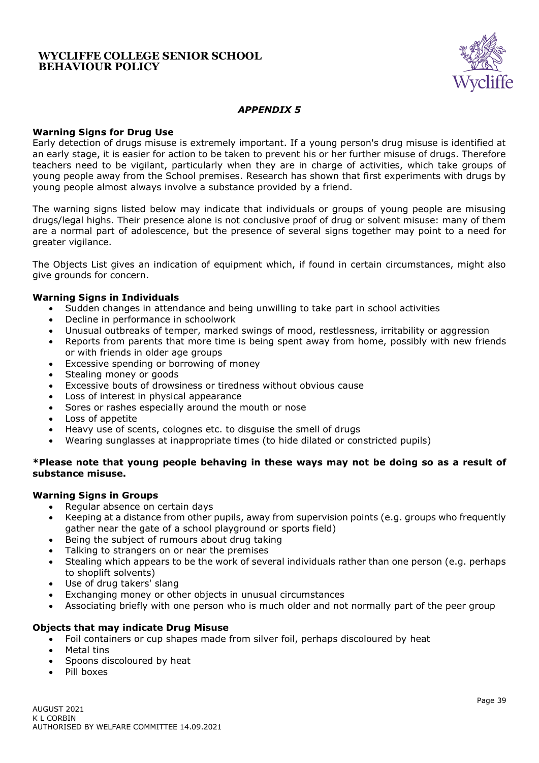*APPENDIX 5*

**Warning Signs for Drug Use**

Early detection of drugs misuse is extremely important. If a young person's drug misuse is identified at an early stage, it is easier for action to be taken to prevent his or her further misuse of drugs. Therefore teachers need to be vigilant, particularly when they are in charge of activities, which take groups of young people away from the School premises. Research has shown that first experiments with drugs by young people almost always involve a substance provided by a friend.

The warning signs listed below may indicate that individuals or groups of young people are misusing drugs/legal highs. Their presence alone is not conclusive proof of drug or solvent misuse: many of them are a normal part of adolescence, but the presence of several signs together may point to a need for greater vigilance.

The Objects List gives an indication of equipment which, if found in certain circumstances, might also give grounds for concern.

**Warning Signs in Individuals**

- Sudden changes in attendance and being unwilling to take part in school activities
- Decline in performance in schoolwork
- Unusual outbreaks of temper, marked swings of mood, restlessness, irritability or aggression
- Reports from parents that more time is being spent away from home, possibly with new friends or with friends in older age groups
- Excessive spending or borrowing of money
- Stealing money or goods
- Excessive bouts of drowsiness or tiredness without obvious cause
- Loss of interest in physical appearance
- Sores or rashes especially around the mouth or nose
- Loss of appetite
- Heavy use of scents, colognes etc. to disguise the smell of drugs
- Wearing sunglasses at inappropriate times (to hide dilated or constricted pupils)

**\*Please note that young people behaving in these ways may not be doing so as a result of substance misuse.**

**Warning Signs in Groups**

- Regular absence on certain days
- Keeping at a distance from other pupils, away from supervision points (e.g. groups who frequently gather near the gate of a school playground or sports field)
- Being the subject of rumours about drug taking
- Talking to strangers on or near the premises
- Stealing which appears to be the work of several individuals rather than one person (e.g. perhaps to shoplift solvents)
- Use of drug takers' slang
- Exchanging money or other objects in unusual circumstances
- Associating briefly with one person who is much older and not normally part of the peer group

**Objects that may indicate Drug Misuse**

- Foil containers or cup shapes made from silver foil, perhaps discoloured by heat
- Metal tins
- Spoons discoloured by heat
- Pill boxes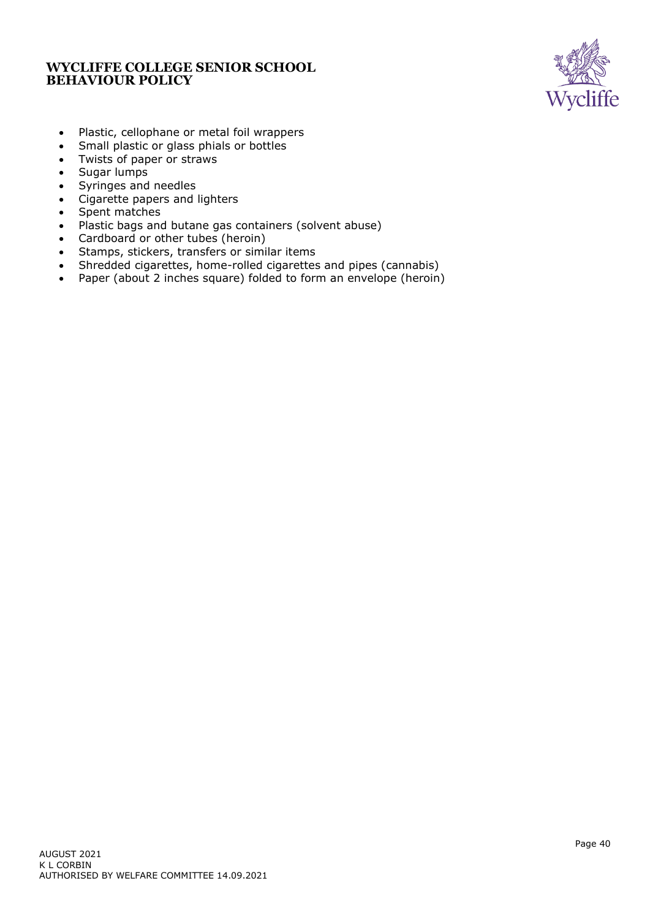- Plastic, cellophane or metal foil wrappers
- Small plastic or glass phials or bottles
- Twists of paper or straws
- Sugar lumps
- Syringes and needles
- Cigarette papers and lighters
- Spent matches
- Plastic bags and butane gas containers (solvent abuse)
- Cardboard or other tubes (heroin)
- Stamps, stickers, transfers or similar items
- Shredded cigarettes, home-rolled cigarettes and pipes (cannabis)
- Paper (about 2 inches square) folded to form an envelope (heroin)